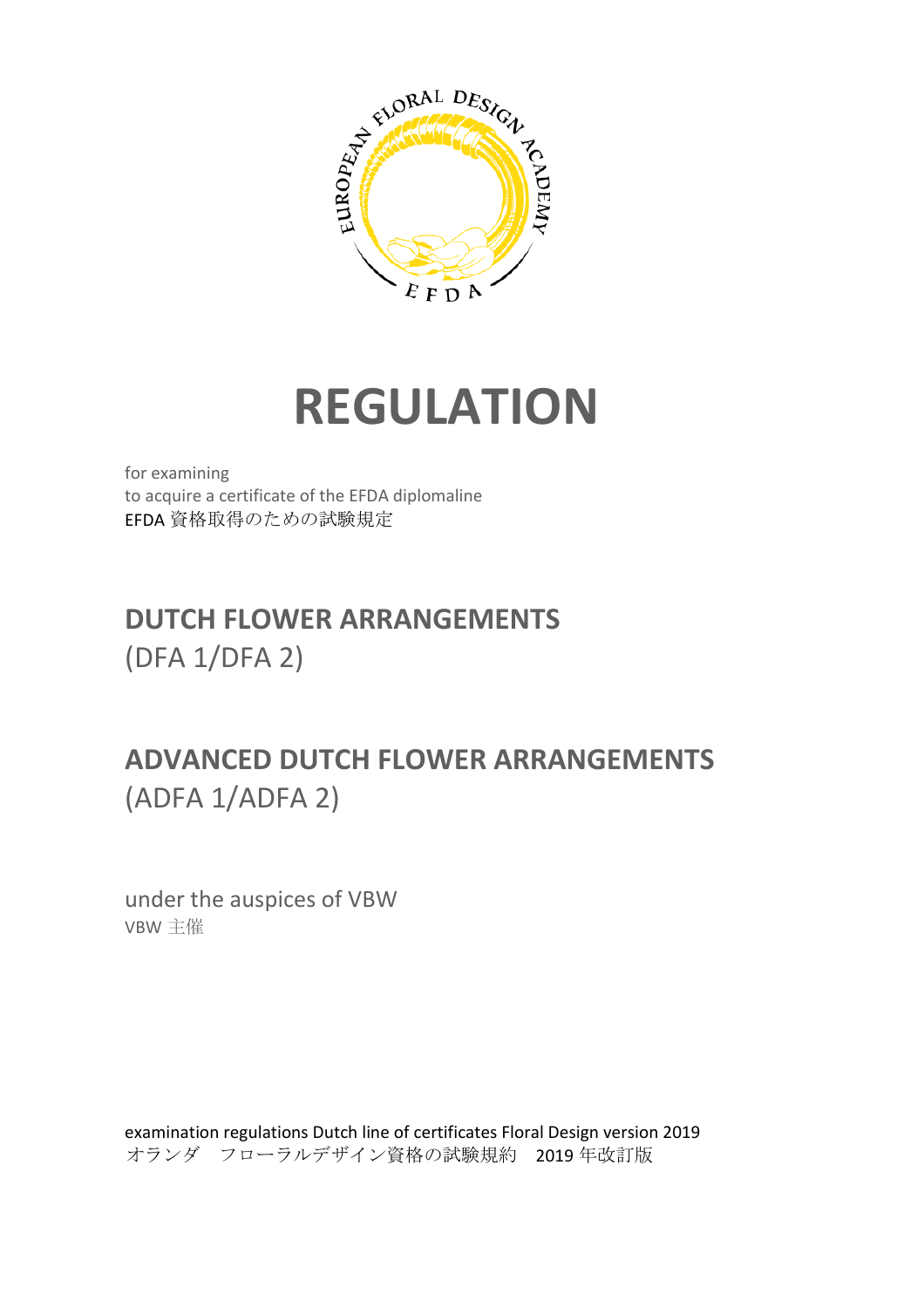# REGULATION

for examining
to acquire a certificate of the EFDA diplomaline
EFDA 資格取得のための試験規定

## DUTCH FLOWER ARRANGEMENTS

(DFA 1/DFA 2)

## ADVANCED DUTCH FLOWER ARRANGEMENTS

(ADFA 1/ADFA 2)

under the auspices of VBW
VBW 主催

examination regulations Dutch line of certificates Floral Design version 2019
オランダ　フローラルデザイン資格の試験規約　2019 年改訂版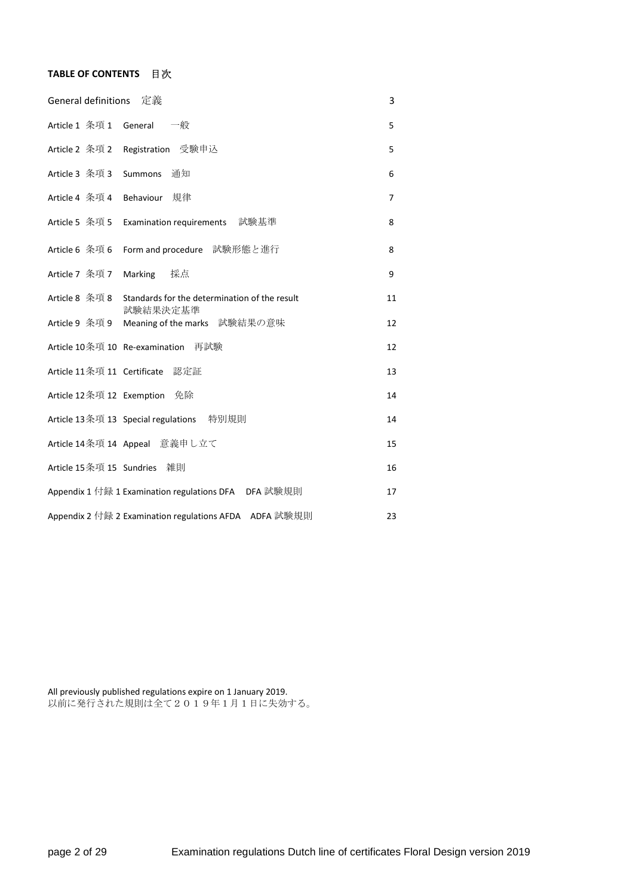**TABLE OF CONTENTS　目次**

| | | |
|---|---|---|
| General definitions　定義 | | 3 |
| Article 1 条項 1 | General　一般 | 5 |
| Article 2 条項 2 | Registration　受験申込 | 5 |
| Article 3 条項 3 | Summons　通知 | 6 |
| Article 4 条項 4 | Behaviour　規律 | 7 |
| Article 5 条項 5 | Examination requirements　試験基準 | 8 |
| Article 6 条項 6 | Form and procedure　試験形態と進行 | 8 |
| Article 7 条項 7 | Marking　採点 | 9 |
| Article 8 条項 8 | Standards for the determination of the result 試験結果決定基準 | 11 |
| Article 9 条項 9 | Meaning of the marks　試験結果の意味 | 12 |
| Article 10 条項 10 | Re-examination　再試験 | 12 |
| Article 11 条項 11 | Certificate　認定証 | 13 |
| Article 12 条項 12 | Exemption　免除 | 14 |
| Article 13 条項 13 | Special regulations　特別規則 | 14 |
| Article 14 条項 14 | Appeal　意義申し立て | 15 |
| Article 15 条項 15 | Sundries　雑則 | 16 |
| Appendix 1 付録 1 | Examination regulations DFA　DFA 試験規則 | 17 |
| Appendix 2 付録 2 | Examination regulations AFDA　ADFA 試験規則 | 23 |

All previously published regulations expire on 1 January 2019.
以前に発行された規則は全て２０１９年１月１日に失効する。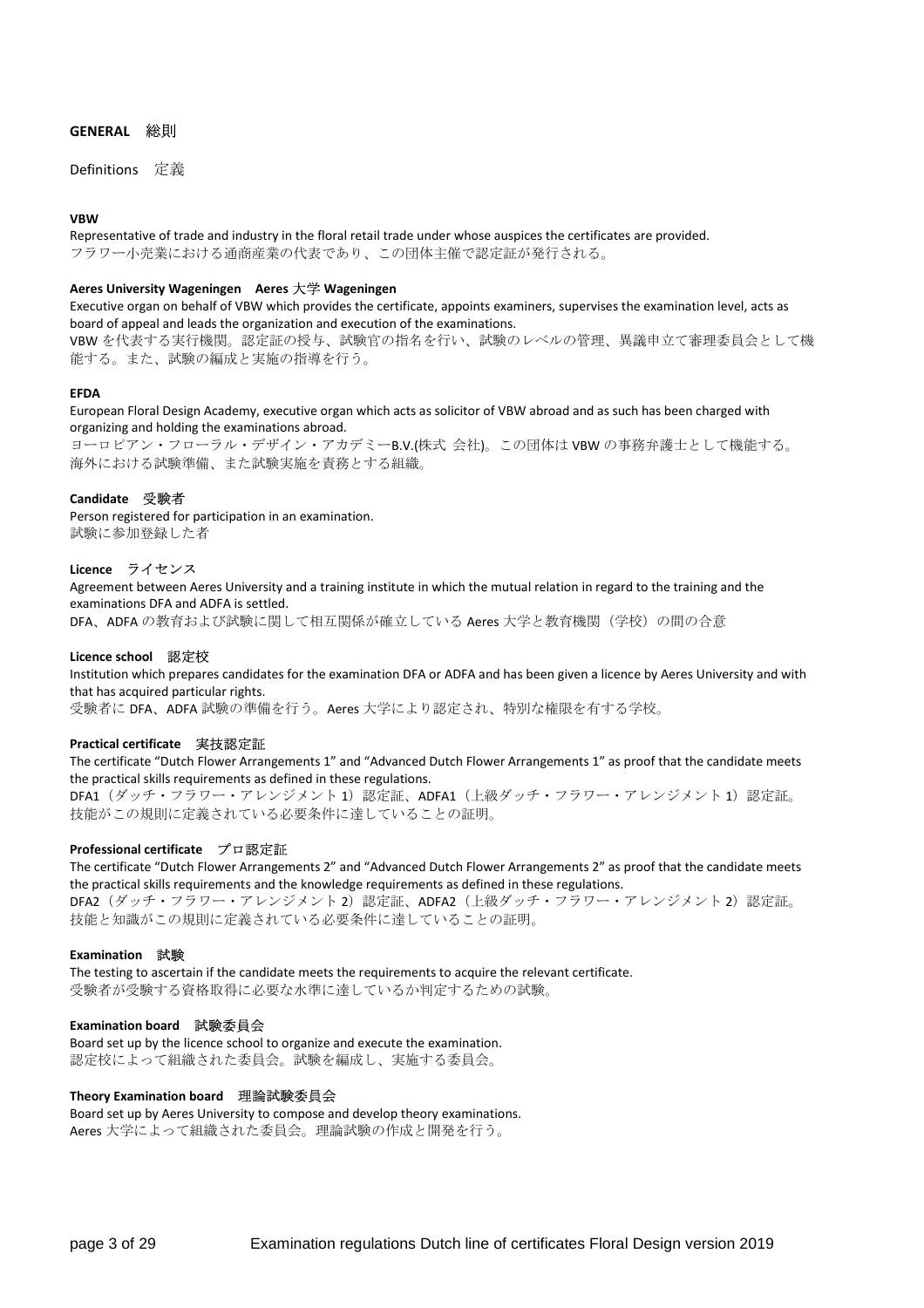## GENERAL　総則

### Definitions　定義

**VBW**

Representative of trade and industry in the floral retail trade under whose auspices the certificates are provided.
フラワー小売業における通商産業の代表であり、この団体主催で認定証が発行される。

**Aeres University Wageningen　Aeres 大学 Wageningen**

Executive organ on behalf of VBW which provides the certificate, appoints examiners, supervises the examination level, acts as board of appeal and leads the organization and execution of the examinations.
VBW を代表する実行機関。認定証の授与、試験官の指名を行い、試験のレベルの管理、異議申立て審理委員会として機能する。また、試験の編成と実施の指導を行う。

**EFDA**

European Floral Design Academy, executive organ which acts as solicitor of VBW abroad and as such has been charged with organizing and holding the examinations abroad.
ヨーロピアン・フローラル・デザイン・アカデミーB.V.(株式 会社)。この団体は VBW の事務弁護士として機能する。海外における試験準備、また試験実施を責務とする組織。

**Candidate　受験者**

Person registered for participation in an examination.
試験に参加登録した者

**Licence　ライセンス**

Agreement between Aeres University and a training institute in which the mutual relation in regard to the training and the examinations DFA and ADFA is settled.
DFA、ADFA の教育および試験に関して相互関係が確立している Aeres 大学と教育機関（学校）の間の合意

**Licence school　認定校**

Institution which prepares candidates for the examination DFA or ADFA and has been given a licence by Aeres University and with that has acquired particular rights.
受験者に DFA、ADFA 試験の準備を行う。Aeres 大学により認定され、特別な権限を有する学校。

**Practical certificate　実技認定証**

The certificate "Dutch Flower Arrangements 1" and "Advanced Dutch Flower Arrangements 1" as proof that the candidate meets the practical skills requirements as defined in these regulations.
DFA1（ダッチ・フラワー・アレンジメント 1）認定証、ADFA1（上級ダッチ・フラワー・アレンジメント 1）認定証。技能がこの規則に定義されている必要条件に達していることの証明。

**Professional certificate　プロ認定証**

The certificate "Dutch Flower Arrangements 2" and "Advanced Dutch Flower Arrangements 2" as proof that the candidate meets the practical skills requirements and the knowledge requirements as defined in these regulations.
DFA2（ダッチ・フラワー・アレンジメント 2）認定証、ADFA2（上級ダッチ・フラワー・アレンジメント 2）認定証。技能と知識がこの規則に定義されている必要条件に達していることの証明。

**Examination　試験**

The testing to ascertain if the candidate meets the requirements to acquire the relevant certificate.
受験者が受験する資格取得に必要な水準に達しているか判定するための試験。

**Examination board　試験委員会**

Board set up by the licence school to organize and execute the examination.
認定校によって組織された委員会。試験を編成し、実施する委員会。

**Theory Examination board　理論試験委員会**

Board set up by Aeres University to compose and develop theory examinations.
Aeres 大学によって組織された委員会。理論試験の作成と開発を行う。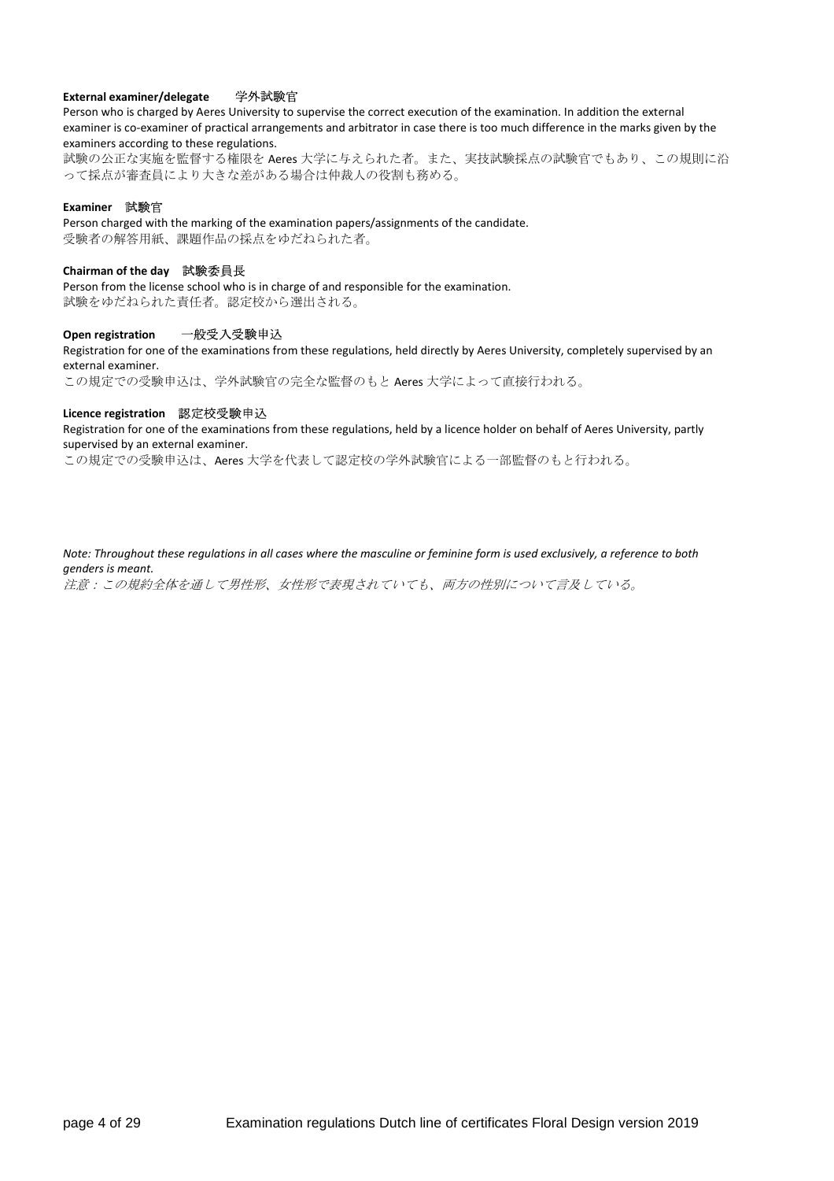**External examiner/delegate**　　学外試験官

Person who is charged by Aeres University to supervise the correct execution of the examination. In addition the external examiner is co-examiner of practical arrangements and arbitrator in case there is too much difference in the marks given by the examiners according to these regulations.

試験の公正な実施を監督する権限を Aeres 大学に与えられた者。また、実技試験採点の試験官でもあり、この規則に沿って採点が審査員により大きな差がある場合は仲裁人の役割も務める。

**Examiner**　試験官

Person charged with the marking of the examination papers/assignments of the candidate.

受験者の解答用紙、課題作品の採点をゆだねられた者。

**Chairman of the day**　試験委員長

Person from the license school who is in charge of and responsible for the examination.

試験をゆだねられた責任者。認定校から選出される。

**Open registration**　　一般受入受験申込

Registration for one of the examinations from these regulations, held directly by Aeres University, completely supervised by an external examiner.

この規定での受験申込は、学外試験官の完全な監督のもと Aeres 大学によって直接行われる。

**Licence registration**　認定校受験申込

Registration for one of the examinations from these regulations, held by a licence holder on behalf of Aeres University, partly supervised by an external examiner.

この規定での受験申込は、Aeres 大学を代表して認定校の学外試験官による一部監督のもと行われる。

***Note: Throughout these regulations in all cases where the masculine or feminine form is used exclusively, a reference to both genders is meant.***

*注意：この規約全体を通して男性形、女性形で表現されていても、両方の性別について言及している。*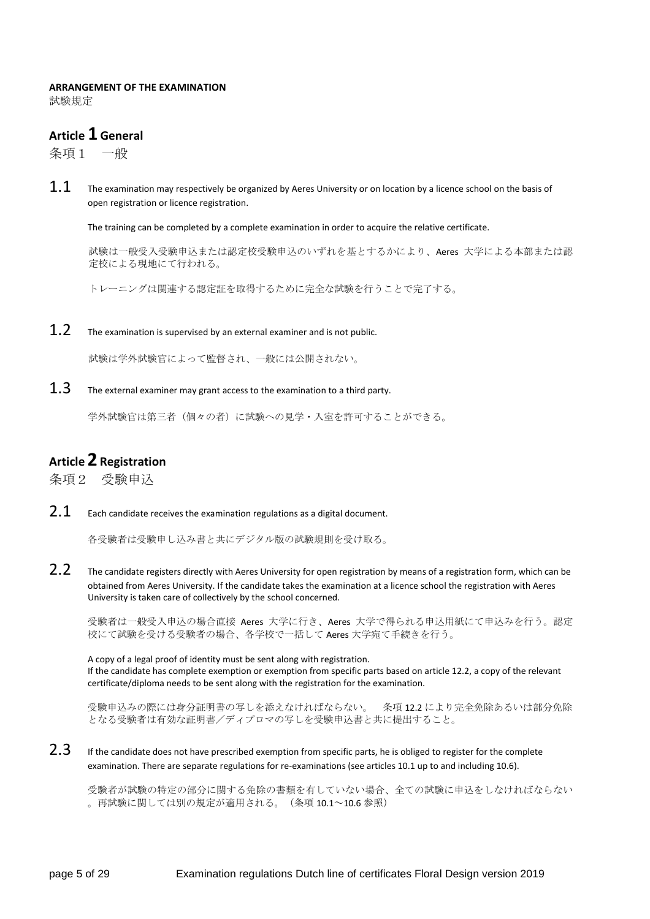**ARRANGEMENT OF THE EXAMINATION**
試験規定

## Article 1 General
条項１　一般

1.1 The examination may respectively be organized by Aeres University or on location by a licence school on the basis of open registration or licence registration.

The training can be completed by a complete examination in order to acquire the relative certificate.

試験は一般受入受験申込または認定校受験申込のいずれを基とするかにより、Aeres 大学による本部または認定校による現地にて行われる。

トレーニングは関連する認定証を取得するために完全な試験を行うことで完了する。

1.2 The examination is supervised by an external examiner and is not public.

試験は学外試験官によって監督され、一般には公開されない。

1.3 The external examiner may grant access to the examination to a third party.

学外試験官は第三者（個々の者）に試験への見学・入室を許可することができる。

## Article 2 Registration
条項２　受験申込

2.1 Each candidate receives the examination regulations as a digital document.

各受験者は受験申し込み書と共にデジタル版の試験規則を受け取る。

2.2 The candidate registers directly with Aeres University for open registration by means of a registration form, which can be obtained from Aeres University. If the candidate takes the examination at a licence school the registration with Aeres University is taken care of collectively by the school concerned.

受験者は一般受入申込の場合直接 Aeres 大学に行き、Aeres 大学で得られる申込用紙にて申込みを行う。認定校にて試験を受ける受験者の場合、各学校で一括して Aeres 大学宛て手続きを行う。

A copy of a legal proof of identity must be sent along with registration.
If the candidate has complete exemption or exemption from specific parts based on article 12.2, a copy of the relevant certificate/diploma needs to be sent along with the registration for the examination.

受験申込みの際には身分証明書の写しを添えなければならない。　条項 12.2 により完全免除あるいは部分免除となる受験者は有効な証明書／ディプロマの写しを受験申込書と共に提出すること。

2.3 If the candidate does not have prescribed exemption from specific parts, he is obliged to register for the complete examination. There are separate regulations for re-examinations (see articles 10.1 up to and including 10.6).

受験者が試験の特定の部分に関する免除の書類を有していない場合、全ての試験に申込をしなければならない。再試験に関しては別の規定が適用される。（条項 10.1～10.6 参照）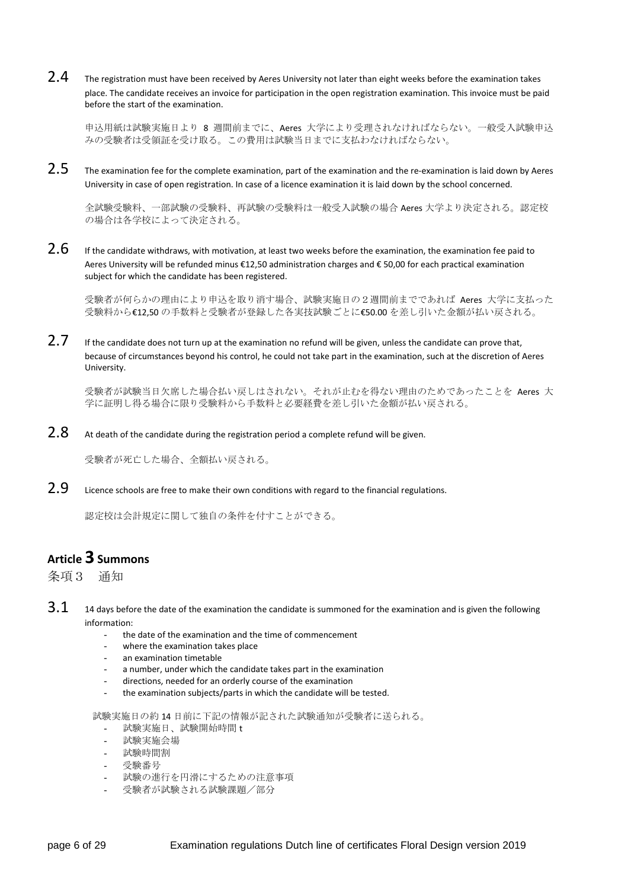2.4 The registration must have been received by Aeres University not later than eight weeks before the examination takes place. The candidate receives an invoice for participation in the open registration examination. This invoice must be paid before the start of the examination.

申込用紙は試験実施日より 8 週間前までに、Aeres 大学により受理されなければならない。一般受入試験申込みの受験者は受領証を受け取る。この費用は試験当日までに支払わなければならない。

2.5 The examination fee for the complete examination, part of the examination and the re-examination is laid down by Aeres University in case of open registration. In case of a licence examination it is laid down by the school concerned.

全試験受験料、一部試験の受験料、再試験の受験料は一般受入試験の場合 Aeres 大学より決定される。認定校の場合は各学校によって決定される。

2.6 If the candidate withdraws, with motivation, at least two weeks before the examination, the examination fee paid to Aeres University will be refunded minus €12,50 administration charges and € 50,00 for each practical examination subject for which the candidate has been registered.

受験者が何らかの理由により申込を取り消す場合、試験実施日の２週間前までであれば Aeres 大学に支払った受験料から€12,50 の手数料と受験者が登録した各実技試験ごとに€50.00 を差し引いた金額が払い戻される。

2.7 If the candidate does not turn up at the examination no refund will be given, unless the candidate can prove that, because of circumstances beyond his control, he could not take part in the examination, such at the discretion of Aeres University.

受験者が試験当日欠席した場合払い戻しはされない。それが止むを得ない理由のためであったことを Aeres 大学に証明し得る場合に限り受験料から手数料と必要経費を差し引いた金額が払い戻される。

2.8 At death of the candidate during the registration period a complete refund will be given.

受験者が死亡した場合、全額払い戻される。

2.9 Licence schools are free to make their own conditions with regard to the financial regulations.

認定校は会計規定に関して独自の条件を付すことができる。

## Article 3 Summons

条項３　通知

3.1 14 days before the date of the examination the candidate is summoned for the examination and is given the following information:

- the date of the examination and the time of commencement
- where the examination takes place
- an examination timetable
- a number, under which the candidate takes part in the examination
- directions, needed for an orderly course of the examination
- the examination subjects/parts in which the candidate will be tested.

試験実施日の約 14 日前に下記の情報が記された試験通知が受験者に送られる。

- 試験実施日、試験開始時間 t
- 試験実施会場
- 試験時間割
- 受験番号
- 試験の進行を円滑にするための注意事項
- 受験者が試験される試験課題／部分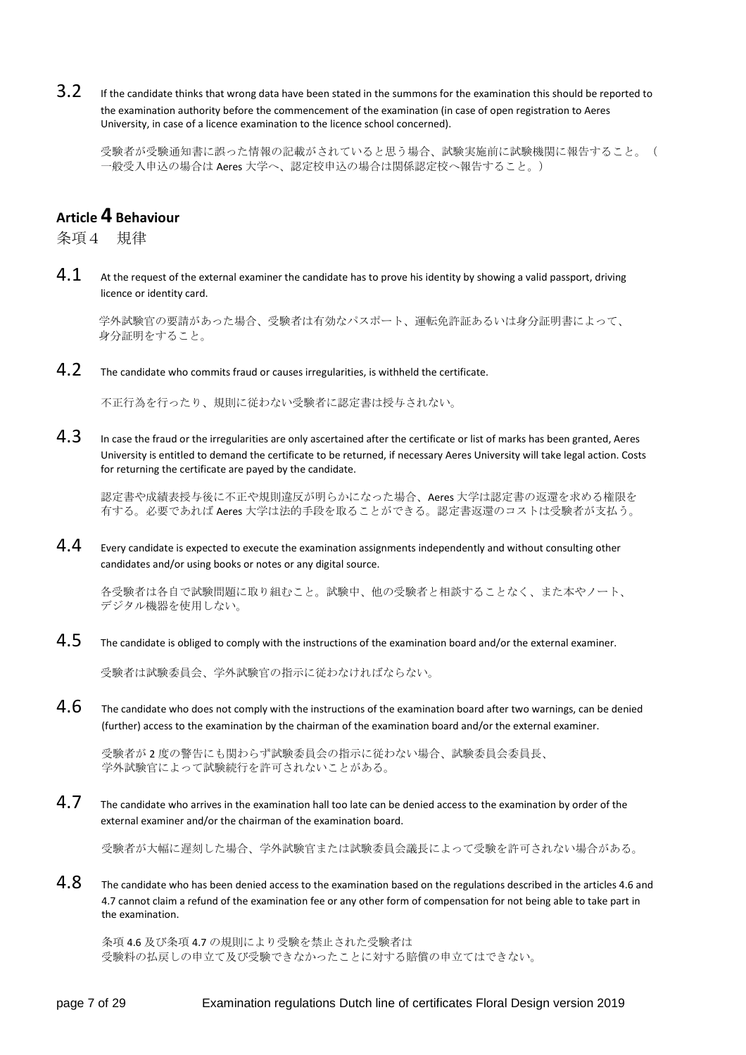3.2 If the candidate thinks that wrong data have been stated in the summons for the examination this should be reported to the examination authority before the commencement of the examination (in case of open registration to Aeres University, in case of a licence examination to the licence school concerned).

受験者が受験通知書に誤った情報の記載がされていると思う場合、試験実施前に試験機関に報告すること。（一般受入申込の場合は Aeres 大学へ、認定校申込の場合は関係認定校へ報告すること。）

## Article 4 Behaviour

条項４　規律

4.1 At the request of the external examiner the candidate has to prove his identity by showing a valid passport, driving licence or identity card.

学外試験官の要請があった場合、受験者は有効なパスポート、運転免許証あるいは身分証明書によって、身分証明をすること。

4.2 The candidate who commits fraud or causes irregularities, is withheld the certificate.

不正行為を行ったり、規則に従わない受験者に認定書は授与されない。

4.3 In case the fraud or the irregularities are only ascertained after the certificate or list of marks has been granted, Aeres University is entitled to demand the certificate to be returned, if necessary Aeres University will take legal action. Costs for returning the certificate are payed by the candidate.

認定書や成績表授与後に不正や規則違反が明らかになった場合、Aeres 大学は認定書の返還を求める権限を有する。必要であれば Aeres 大学は法的手段を取ることができる。認定書返還のコストは受験者が支払う。

4.4 Every candidate is expected to execute the examination assignments independently and without consulting other candidates and/or using books or notes or any digital source.

各受験者は各自で試験問題に取り組むこと。試験中、他の受験者と相談することなく、また本やノート、デジタル機器を使用しない。

4.5 The candidate is obliged to comply with the instructions of the examination board and/or the external examiner.

受験者は試験委員会、学外試験官の指示に従わなければならない。

4.6 The candidate who does not comply with the instructions of the examination board after two warnings, can be denied (further) access to the examination by the chairman of the examination board and/or the external examiner.

受験者が 2 度の警告にも関わらず試験委員会の指示に従わない場合、試験委員会委員長、学外試験官によって試験続行を許可されないことがある。

4.7 The candidate who arrives in the examination hall too late can be denied access to the examination by order of the external examiner and/or the chairman of the examination board.

受験者が大幅に遅刻した場合、学外試験官または試験委員会議長によって受験を許可されない場合がある。

4.8 The candidate who has been denied access to the examination based on the regulations described in the articles 4.6 and 4.7 cannot claim a refund of the examination fee or any other form of compensation for not being able to take part in the examination.

条項 4.6 及び条項 4.7 の規則により受験を禁止された受験者は
受験料の払戻しの申立て及び受験できなかったことに対する賠償の申立てはできない。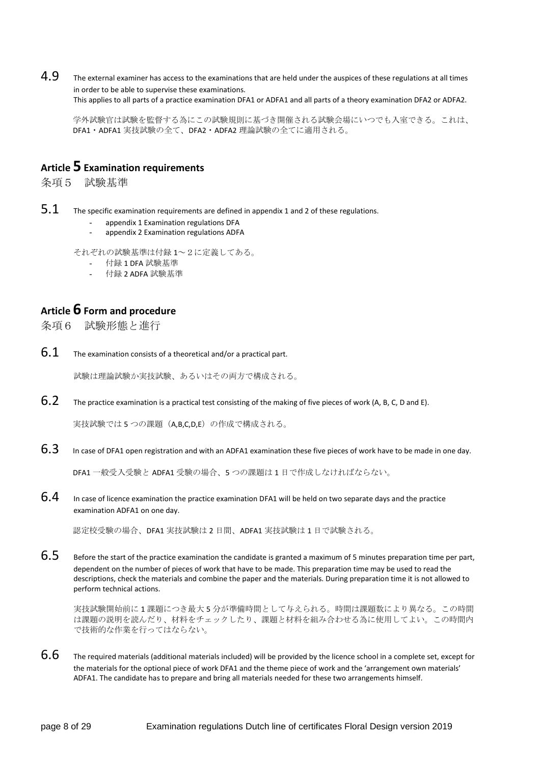**4.9** The external examiner has access to the examinations that are held under the auspices of these regulations at all times in order to be able to supervise these examinations.
This applies to all parts of a practice examination DFA1 or ADFA1 and all parts of a theory examination DFA2 or ADFA2.

学外試験官は試験を監督する為にこの試験規則に基づき開催される試験会場にいつでも入室できる。これは、DFA1・ADFA1 実技試験の全て、DFA2・ADFA2 理論試験の全てに適用される。

## Article 5 Examination requirements

## 条項５　試験基準

**5.1** The specific examination requirements are defined in appendix 1 and 2 of these regulations.

- appendix 1 Examination regulations DFA
- appendix 2 Examination regulations ADFA

それぞれの試験基準は付録１〜２に定義してある。

- 付録 1 DFA 試験基準
- 付録 2 ADFA 試験基準

## Article 6 Form and procedure

## 条項６　試験形態と進行

**6.1** The examination consists of a theoretical and/or a practical part.

試験は理論試験か実技試験、あるいはその両方で構成される。

**6.2** The practice examination is a practical test consisting of the making of five pieces of work (A, B, C, D and E).

実技試験では 5 つの課題（A,B,C,D,E）の作成で構成される。

**6.3** In case of DFA1 open registration and with an ADFA1 examination these five pieces of work have to be made in one day.

DFA1 一般受入受験と ADFA1 受験の場合、5 つの課題は 1 日で作成しなければならない。

**6.4** In case of licence examination the practice examination DFA1 will be held on two separate days and the practice examination ADFA1 on one day.

認定校受験の場合、DFA1 実技試験は 2 日間、ADFA1 実技試験は 1 日で試験される。

**6.5** Before the start of the practice examination the candidate is granted a maximum of 5 minutes preparation time per part, dependent on the number of pieces of work that have to be made. This preparation time may be used to read the descriptions, check the materials and combine the paper and the materials. During preparation time it is not allowed to perform technical actions.

実技試験開始前に 1 課題につき最大 5 分が準備時間として与えられる。時間は課題数により異なる。この時間は課題の説明を読んだり、材料をチェックしたり、課題と材料を組み合わせる為に使用してよい。この時間内で技術的な作業を行ってはならない。

**6.6** The required materials (additional materials included) will be provided by the licence school in a complete set, except for the materials for the optional piece of work DFA1 and the theme piece of work and the 'arrangement own materials' ADFA1. The candidate has to prepare and bring all materials needed for these two arrangements himself.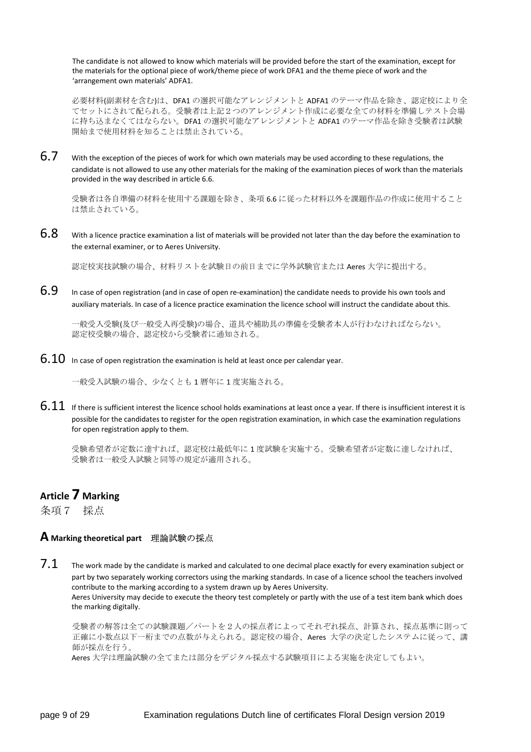The candidate is not allowed to know which materials will be provided before the start of the examination, except for the materials for the optional piece of work/theme piece of work DFA1 and the theme piece of work and the 'arrangement own materials' ADFA1.

必要材料(副素材を含む)は、DFA1 の選択可能なアレンジメントと ADFA1 のテーマ作品を除き、認定校により全てセットにされて配られる。受験者は上記２つのアレンジメント作成に必要な全ての材料を準備しテスト会場に持ち込まなくてはならない。DFA1 の選択可能なアレンジメントと ADFA1 のテーマ作品を除き受験者は試験開始まで使用材料を知ることは禁止されている。

**6.7** With the exception of the pieces of work for which own materials may be used according to these regulations, the candidate is not allowed to use any other materials for the making of the examination pieces of work than the materials provided in the way described in article 6.6.

受験者は各自準備の材料を使用する課題を除き、条項 6.6 に従った材料以外を課題作品の作成に使用することは禁止されている。

**6.8** With a licence practice examination a list of materials will be provided not later than the day before the examination to the external examiner, or to Aeres University.

認定校実技試験の場合、材料リストを試験日の前日までに学外試験官または Aeres 大学に提出する。

**6.9** In case of open registration (and in case of open re-examination) the candidate needs to provide his own tools and auxiliary materials. In case of a licence practice examination the licence school will instruct the candidate about this.

一般受入受験(及び一般受入再受験)の場合、道具や補助具の準備を受験者本人が行わなければならない。
認定校受験の場合、認定校から受験者に通知される。

**6.10** In case of open registration the examination is held at least once per calendar year.

一般受入試験の場合、少なくとも 1 暦年に 1 度実施される。

**6.11** If there is sufficient interest the licence school holds examinations at least once a year. If there is insufficient interest it is possible for the candidates to register for the open registration examination, in which case the examination regulations for open registration apply to them.

受験希望者が定数に達すれば、認定校は最低年に 1 度試験を実施する。受験希望者が定数に達しなければ、受験者は一般受入試験と同等の規定が適用される。

## Article 7 Marking

条項７　採点

### A Marking theoretical part　理論試験の採点

**7.1** The work made by the candidate is marked and calculated to one decimal place exactly for every examination subject or part by two separately working correctors using the marking standards. In case of a licence school the teachers involved contribute to the marking according to a system drawn up by Aeres University.
Aeres University may decide to execute the theory test completely or partly with the use of a test item bank which does the marking digitally.

受験者の解答は全ての試験課題／パートを２人の採点者によってそれぞれ採点、計算され、採点基準に則って正確に小数点以下一桁までの点数が与えられる。認定校の場合、Aeres 大学の決定したシステムに従って、講師が採点を行う。
Aeres 大学は理論試験の全てまたは部分をデジタル採点する試験項目による実施を決定してもよい。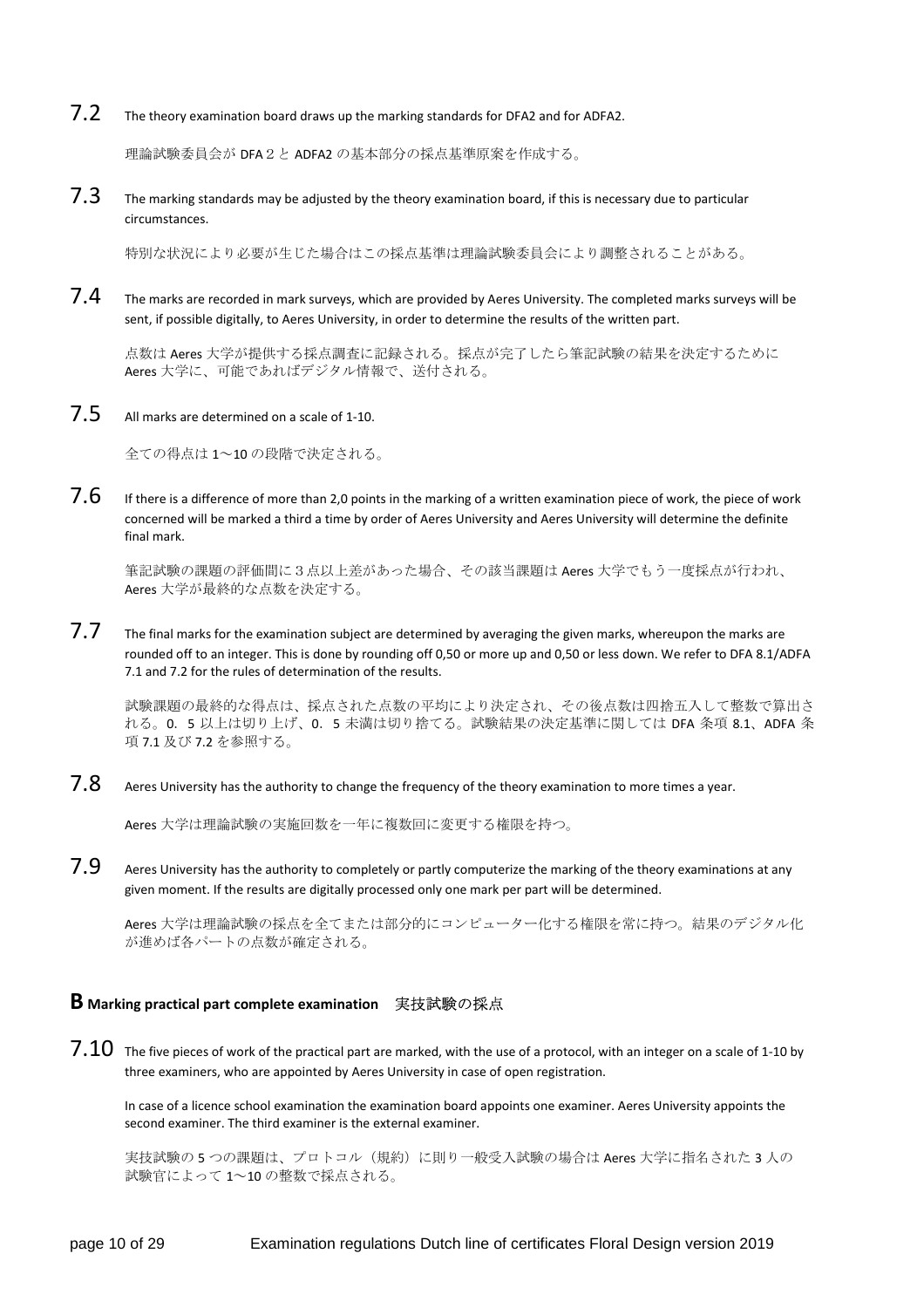7.2 The theory examination board draws up the marking standards for DFA2 and for ADFA2.

理論試験委員会が DFA２と ADFA2 の基本部分の採点基準原案を作成する。

7.3 The marking standards may be adjusted by the theory examination board, if this is necessary due to particular circumstances.

特別な状況により必要が生じた場合はこの採点基準は理論試験委員会により調整されることがある。

7.4 The marks are recorded in mark surveys, which are provided by Aeres University. The completed marks surveys will be sent, if possible digitally, to Aeres University, in order to determine the results of the written part.

点数は Aeres 大学が提供する採点調査に記録される。採点が完了したら筆記試験の結果を決定するために Aeres 大学に、可能であればデジタル情報で、送付される。

7.5 All marks are determined on a scale of 1-10.

全ての得点は 1～10 の段階で決定される。

7.6 If there is a difference of more than 2,0 points in the marking of a written examination piece of work, the piece of work concerned will be marked a third a time by order of Aeres University and Aeres University will determine the definite final mark.

筆記試験の課題の評価間に３点以上差があった場合、その該当課題は Aeres 大学でもう一度採点が行われ、Aeres 大学が最終的な点数を決定する。

7.7 The final marks for the examination subject are determined by averaging the given marks, whereupon the marks are rounded off to an integer. This is done by rounding off 0,50 or more up and 0,50 or less down. We refer to DFA 8.1/ADFA 7.1 and 7.2 for the rules of determination of the results.

試験課題の最終的な得点は、採点された点数の平均により決定され、その後点数は四捨五入して整数で算出される。0．5 以上は切り上げ、0．5 未満は切り捨てる。試験結果の決定基準に関しては DFA 条項 8.1、ADFA 条項 7.1 及び 7.2 を参照する。

7.8 Aeres University has the authority to change the frequency of the theory examination to more times a year.

Aeres 大学は理論試験の実施回数を一年に複数回に変更する権限を持つ。

7.9 Aeres University has the authority to completely or partly computerize the marking of the theory examinations at any given moment. If the results are digitally processed only one mark per part will be determined.

Aeres 大学は理論試験の採点を全てまたは部分的にコンピューター化する権限を常に持つ。結果のデジタル化が進めば各パートの点数が確定される。

## B Marking practical part complete examination 実技試験の採点

7.10 The five pieces of work of the practical part are marked, with the use of a protocol, with an integer on a scale of 1-10 by three examiners, who are appointed by Aeres University in case of open registration.

In case of a licence school examination the examination board appoints one examiner. Aeres University appoints the second examiner. The third examiner is the external examiner.

実技試験の 5 つの課題は、プロトコル（規約）に則り一般受入試験の場合は Aeres 大学に指名された 3 人の試験官によって 1～10 の整数で採点される。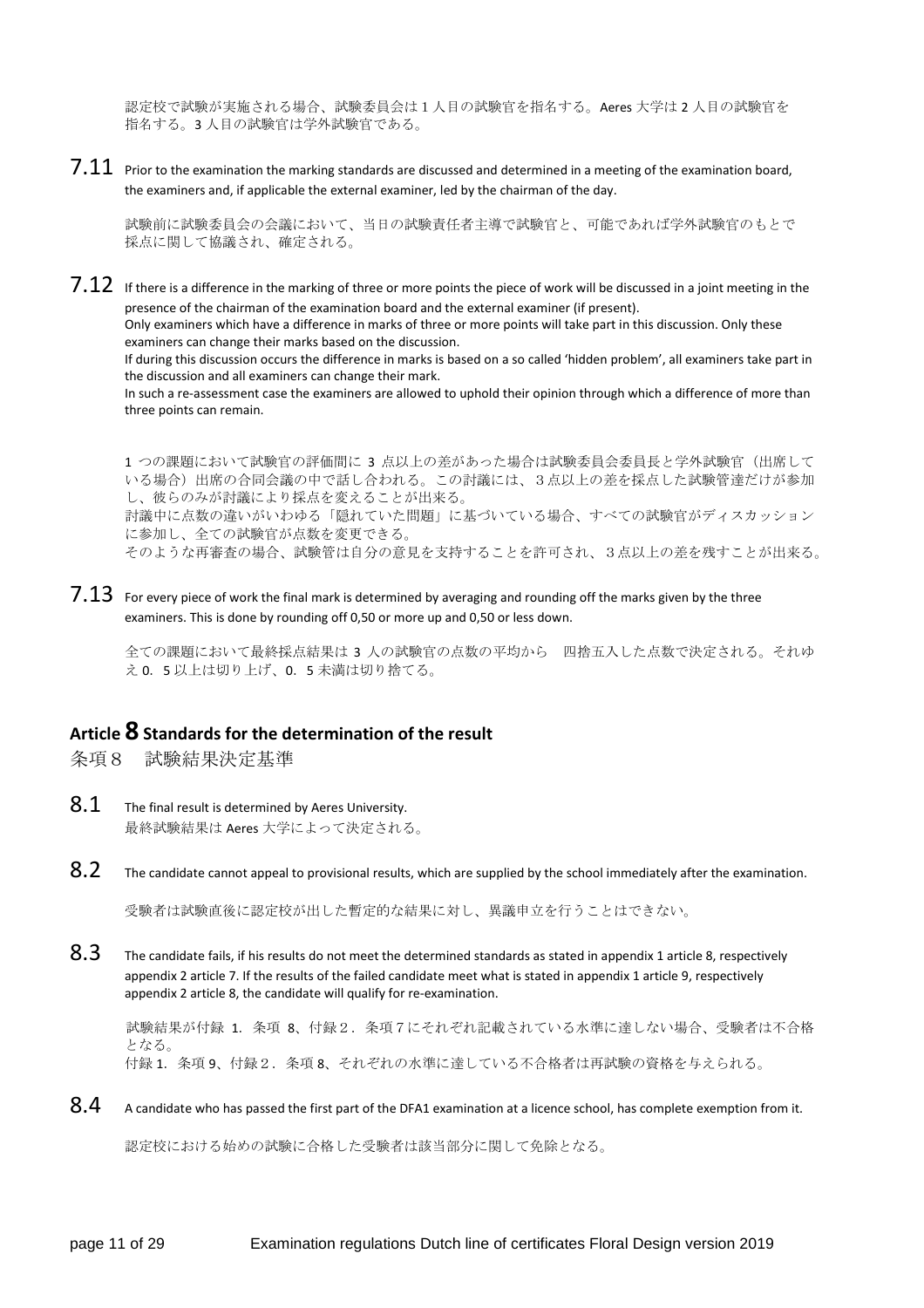認定校で試験が実施される場合、試験委員会は１人目の試験官を指名する。Aeres 大学は 2 人目の試験官を指名する。3 人目の試験官は学外試験官である。

**7.11** Prior to the examination the marking standards are discussed and determined in a meeting of the examination board, the examiners and, if applicable the external examiner, led by the chairman of the day.

試験前に試験委員会の会議において、当日の試験責任者主導で試験官と、可能であれば学外試験官のもとで採点に関して協議され、確定される。

**7.12** If there is a difference in the marking of three or more points the piece of work will be discussed in a joint meeting in the presence of the chairman of the examination board and the external examiner (if present).
Only examiners which have a difference in marks of three or more points will take part in this discussion. Only these examiners can change their marks based on the discussion.
If during this discussion occurs the difference in marks is based on a so called 'hidden problem', all examiners take part in the discussion and all examiners can change their mark.
In such a re-assessment case the examiners are allowed to uphold their opinion through which a difference of more than three points can remain.

1 つの課題において試験官の評価間に 3 点以上の差があった場合は試験委員会委員長と学外試験官（出席している場合）出席の合同会議の中で話し合われる。この討議には、３点以上の差を採点した試験管達だけが参加し、彼らのみが討議により採点を変えることが出来る。
討議中に点数の違いがいわゆる「隠れていた問題」に基づいている場合、すべての試験官がディスカッションに参加し、全ての試験官が点数を変更できる。
そのような再審査の場合、試験管は自分の意見を支持することを許可され、３点以上の差を残すことが出来る。

**7.13** For every piece of work the final mark is determined by averaging and rounding off the marks given by the three examiners. This is done by rounding off 0,50 or more up and 0,50 or less down.

全ての課題において最終採点結果は 3 人の試験官の点数の平均から　四捨五入した点数で決定される。それゆえ 0．5 以上は切り上げ、0．5 未満は切り捨てる。

## Article 8 Standards for the determination of the result

## 条項８　試験結果決定基準

**8.1** The final result is determined by Aeres University.
最終試験結果は Aeres 大学によって決定される。

**8.2** The candidate cannot appeal to provisional results, which are supplied by the school immediately after the examination.

受験者は試験直後に認定校が出した暫定的な結果に対し、異議申立を行うことはできない。

**8.3** The candidate fails, if his results do not meet the determined standards as stated in appendix 1 article 8, respectively appendix 2 article 7. If the results of the failed candidate meet what is stated in appendix 1 article 9, respectively appendix 2 article 8, the candidate will qualify for re-examination.

試験結果が付録 1．条項 8、付録２．条項７にそれぞれ記載されている水準に達しない場合、受験者は不合格となる。
付録 1．条項 9、付録２．条項 8、それぞれの水準に達している不合格者は再試験の資格を与えられる。

**8.4** A candidate who has passed the first part of the DFA1 examination at a licence school, has complete exemption from it.

認定校における始めの試験に合格した受験者は該当部分に関して免除となる。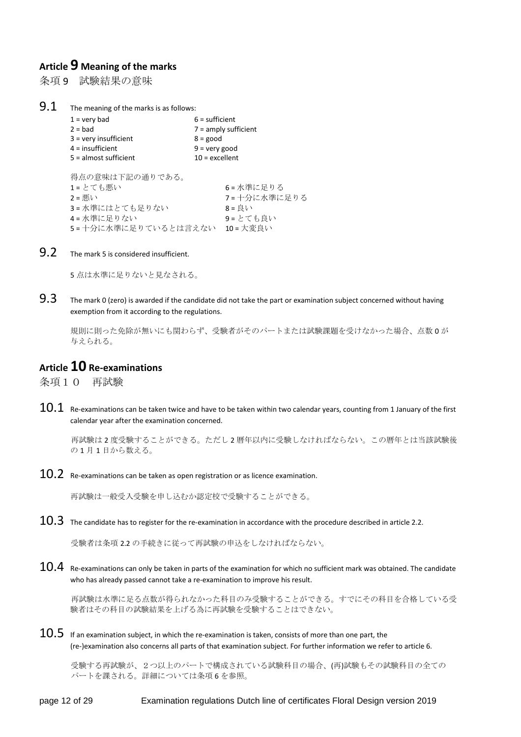## Article 9 Meaning of the marks

条項 9　試験結果の意味

**9.1** The meaning of the marks is as follows:

| | |
|---|---|
| 1 = very bad | 6 = sufficient |
| 2 = bad | 7 = amply sufficient |
| 3 = very insufficient | 8 = good |
| 4 = insufficient | 9 = very good |
| 5 = almost sufficient | 10 = excellent |

得点の意味は下記の通りである。

| | |
|---|---|
| 1 = とても悪い | 6 = 水準に足りる |
| 2 = 悪い | 7 = 十分に水準に足りる |
| 3 = 水準にはとても足りない | 8 = 良い |
| 4 = 水準に足りない | 9 = とても良い |
| 5 = 十分に水準に足りているとは言えない | 10 = 大変良い |

**9.2** The mark 5 is considered insufficient.

5 点は水準に足りないと見なされる。

**9.3** The mark 0 (zero) is awarded if the candidate did not take the part or examination subject concerned without having exemption from it according to the regulations.

規則に則った免除が無いにも関わらず、受験者がそのパートまたは試験課題を受けなかった場合、点数 0 が与えられる。

## Article 10 Re-examinations

条項１０　再試験

**10.1** Re-examinations can be taken twice and have to be taken within two calendar years, counting from 1 January of the first calendar year after the examination concerned.

再試験は 2 度受験することができる。ただし 2 暦年以内に受験しなければならない。この暦年とは当該試験後の 1 月 1 日から数える。

**10.2** Re-examinations can be taken as open registration or as licence examination.

再試験は一般受入受験を申し込むか認定校で受験することができる。

**10.3** The candidate has to register for the re-examination in accordance with the procedure described in article 2.2.

受験者は条項 2.2 の手続きに従って再試験の申込をしなければならない。

**10.4** Re-examinations can only be taken in parts of the examination for which no sufficient mark was obtained. The candidate who has already passed cannot take a re-examination to improve his result.

再試験は水準に足る点数が得られなかった科目のみ受験することができる。すでにその科目を合格している受験者はその科目の試験結果を上げる為に再試験を受験することはできない。

**10.5** If an examination subject, in which the re-examination is taken, consists of more than one part, the (re-)examination also concerns all parts of that examination subject. For further information we refer to article 6.

受験する再試験が、２つ以上のパートで構成されている試験科目の場合、(再)試験もその試験科目の全てのパートを課される。詳細については条項 6 を参照。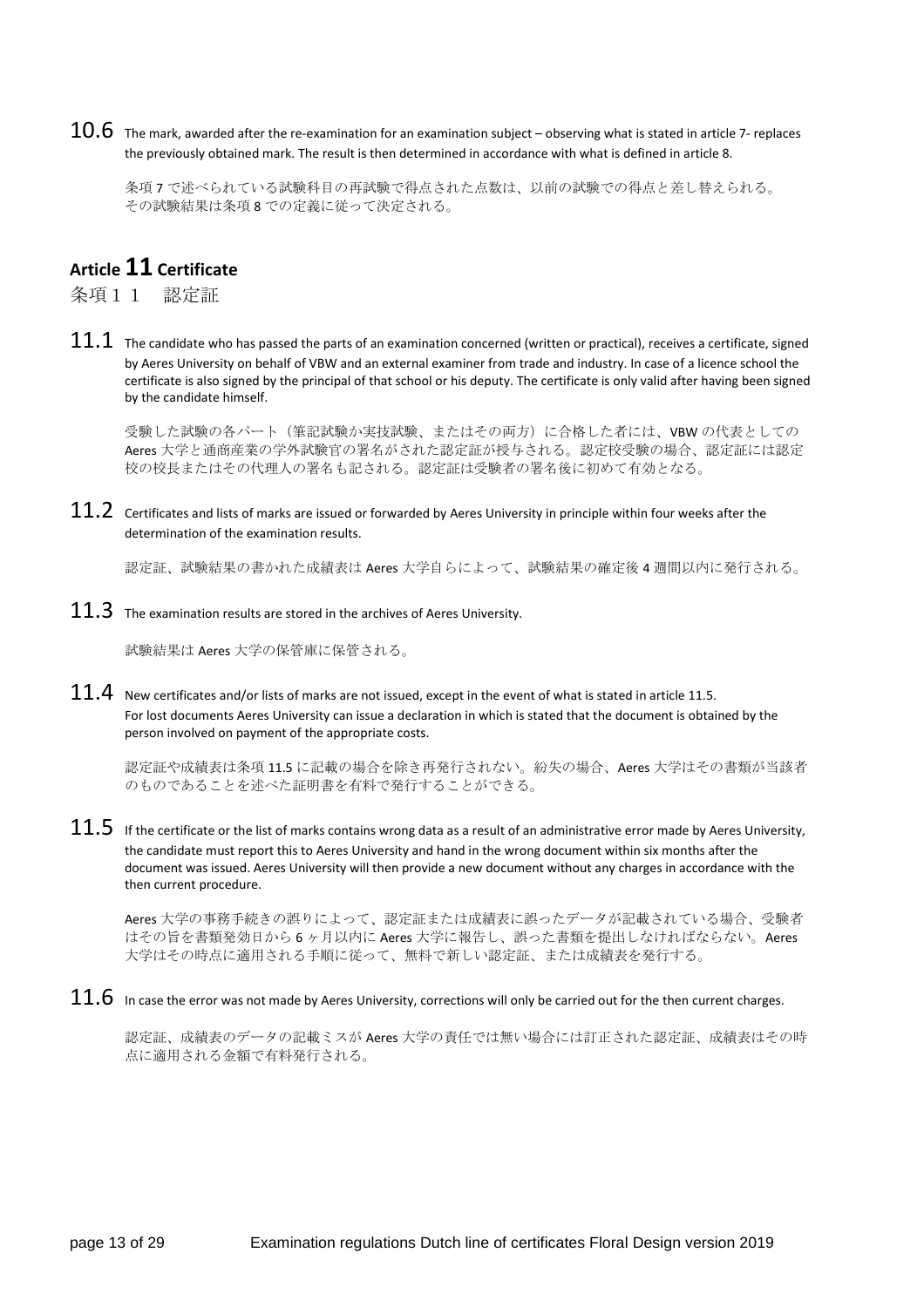**10.6** The mark, awarded after the re-examination for an examination subject – observing what is stated in article 7- replaces the previously obtained mark. The result is then determined in accordance with what is defined in article 8.

条項 7 で述べられている試験科目の再試験で得点された点数は、以前の試験での得点と差し替えられる。その試験結果は条項 8 での定義に従って決定される。

## Article 11 Certificate

条項１１　認定証

**11.1** The candidate who has passed the parts of an examination concerned (written or practical), receives a certificate, signed by Aeres University on behalf of VBW and an external examiner from trade and industry. In case of a licence school the certificate is also signed by the principal of that school or his deputy. The certificate is only valid after having been signed by the candidate himself.

受験した試験の各パート（筆記試験か実技試験、またはその両方）に合格した者には、VBW の代表としての Aeres 大学と通商産業の学外試験官の署名がされた認定証が授与される。認定校受験の場合、認定証には認定校の校長またはその代理人の署名も記される。認定証は受験者の署名後に初めて有効となる。

**11.2** Certificates and lists of marks are issued or forwarded by Aeres University in principle within four weeks after the determination of the examination results.

認定証、試験結果の書かれた成績表は Aeres 大学自らによって、試験結果の確定後 4 週間以内に発行される。

**11.3** The examination results are stored in the archives of Aeres University.

試験結果は Aeres 大学の保管庫に保管される。

**11.4** New certificates and/or lists of marks are not issued, except in the event of what is stated in article 11.5. For lost documents Aeres University can issue a declaration in which is stated that the document is obtained by the person involved on payment of the appropriate costs.

認定証や成績表は条項 11.5 に記載の場合を除き再発行されない。紛失の場合、Aeres 大学はその書類が当該者のものであることを述べた証明書を有料で発行することができる。

**11.5** If the certificate or the list of marks contains wrong data as a result of an administrative error made by Aeres University, the candidate must report this to Aeres University and hand in the wrong document within six months after the document was issued. Aeres University will then provide a new document without any charges in accordance with the then current procedure.

Aeres 大学の事務手続きの誤りによって、認定証または成績表に誤ったデータが記載されている場合、受験者はその旨を書類発効日から 6 ヶ月以内に Aeres 大学に報告し、誤った書類を提出しなければならない。Aeres 大学はその時点に適用される手順に従って、無料で新しい認定証、または成績表を発行する。

**11.6** In case the error was not made by Aeres University, corrections will only be carried out for the then current charges.

認定証、成績表のデータの記載ミスが Aeres 大学の責任では無い場合には訂正された認定証、成績表はその時点に適用される金額で有料発行される。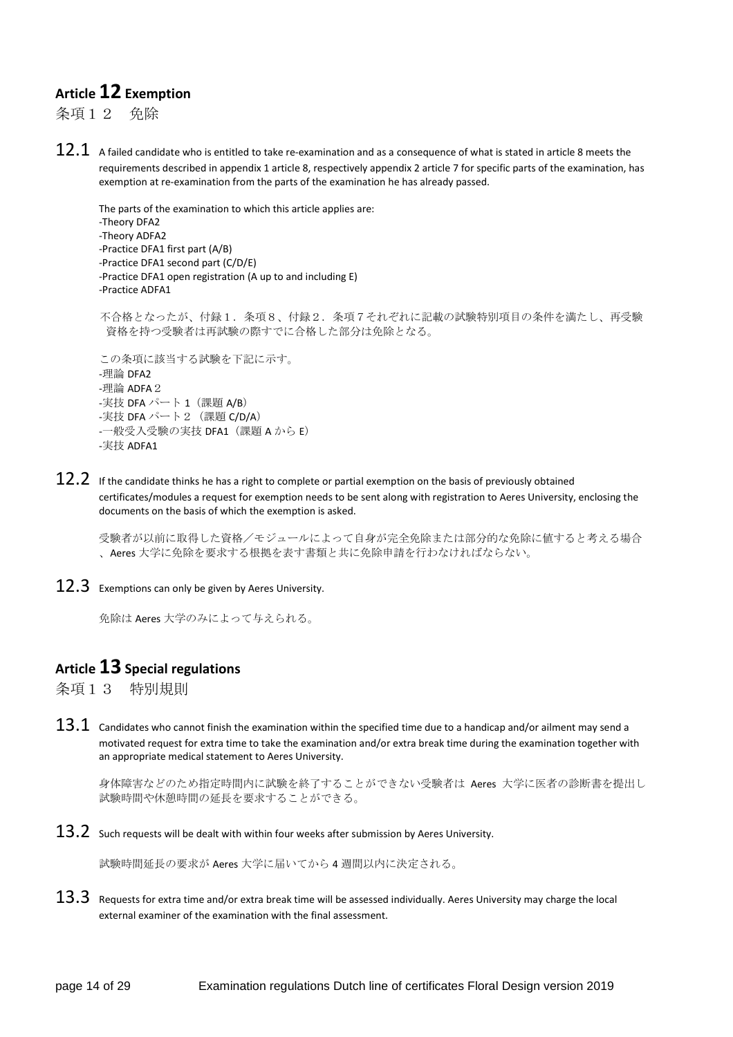## Article 12 Exemption

条項１２　免除

12.1 A failed candidate who is entitled to take re-examination and as a consequence of what is stated in article 8 meets the requirements described in appendix 1 article 8, respectively appendix 2 article 7 for specific parts of the examination, has exemption at re-examination from the parts of the examination he has already passed.

The parts of the examination to which this article applies are:
-Theory DFA2
-Theory ADFA2
-Practice DFA1 first part (A/B)
-Practice DFA1 second part (C/D/E)
-Practice DFA1 open registration (A up to and including E)
-Practice ADFA1

不合格となったが、付録１．条項８、付録２．条項７それぞれに記載の試験特別項目の条件を満たし、再受験資格を持つ受験者は再試験の際すでに合格した部分は免除となる。

この条項に該当する試験を下記に示す。
-理論 DFA2
-理論 ADFA２
-実技 DFA パート 1（課題 A/B）
-実技 DFA パート２（課題 C/D/A）
-一般受入受験の実技 DFA1（課題 A から E）
-実技 ADFA1

12.2 If the candidate thinks he has a right to complete or partial exemption on the basis of previously obtained certificates/modules a request for exemption needs to be sent along with registration to Aeres University, enclosing the documents on the basis of which the exemption is asked.

受験者が以前に取得した資格／モジュールによって自身が完全免除または部分的な免除に値すると考える場合、Aeres 大学に免除を要求する根拠を表す書類と共に免除申請を行わなければならない。

12.3 Exemptions can only be given by Aeres University.

免除は Aeres 大学のみによって与えられる。

## Article 13 Special regulations

条項１３　特別規則

13.1 Candidates who cannot finish the examination within the specified time due to a handicap and/or ailment may send a motivated request for extra time to take the examination and/or extra break time during the examination together with an appropriate medical statement to Aeres University.

身体障害などのため指定時間内に試験を終了することができない受験者は Aeres 大学に医者の診断書を提出し試験時間や休憩時間の延長を要求することができる。

13.2 Such requests will be dealt with within four weeks after submission by Aeres University.

試験時間延長の要求が Aeres 大学に届いてから 4 週間以内に決定される。

13.3 Requests for extra time and/or extra break time will be assessed individually. Aeres University may charge the local external examiner of the examination with the final assessment.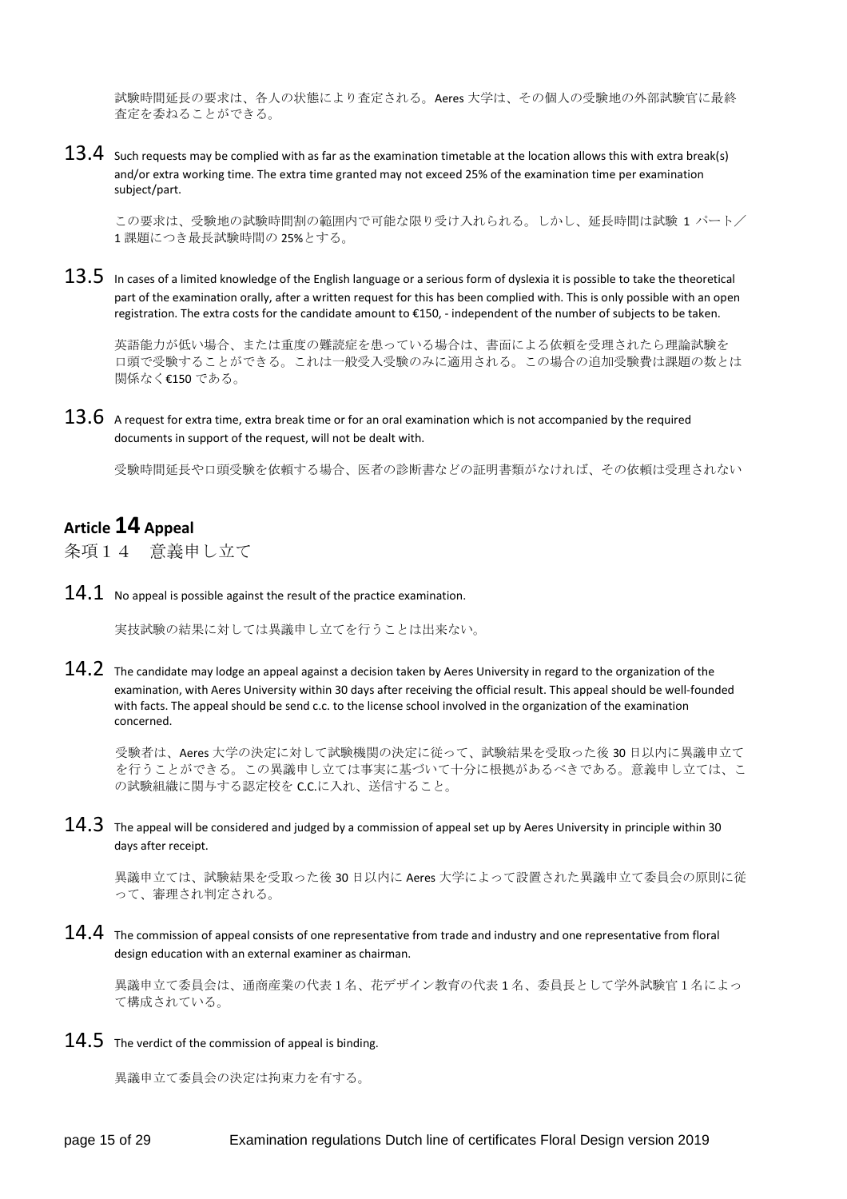試験時間延長の要求は、各人の状態により査定される。Aeres 大学は、その個人の受験地の外部試験官に最終査定を委ねることができる。

13.4 Such requests may be complied with as far as the examination timetable at the location allows this with extra break(s) and/or extra working time. The extra time granted may not exceed 25% of the examination time per examination subject/part.

この要求は、受験地の試験時間割の範囲内で可能な限り受け入れられる。しかし、延長時間は試験 1 パート／1 課題につき最長試験時間の 25%とする。

13.5 In cases of a limited knowledge of the English language or a serious form of dyslexia it is possible to take the theoretical part of the examination orally, after a written request for this has been complied with. This is only possible with an open registration. The extra costs for the candidate amount to €150, - independent of the number of subjects to be taken.

英語能力が低い場合、または重度の難読症を患っている場合は、書面による依頼を受理されたら理論試験を口頭で受験することができる。これは一般受入受験のみに適用される。この場合の追加受験費は課題の数とは関係なく€150 である。

13.6 A request for extra time, extra break time or for an oral examination which is not accompanied by the required documents in support of the request, will not be dealt with.

受験時間延長や口頭受験を依頼する場合、医者の診断書などの証明書類がなければ、その依頼は受理されない

## Article 14 Appeal

条項１４　意義申し立て

14.1 No appeal is possible against the result of the practice examination.

実技試験の結果に対しては異議申し立てを行うことは出来ない。

14.2 The candidate may lodge an appeal against a decision taken by Aeres University in regard to the organization of the examination, with Aeres University within 30 days after receiving the official result. This appeal should be well-founded with facts. The appeal should be send c.c. to the license school involved in the organization of the examination concerned.

受験者は、Aeres 大学の決定に対して試験機関の決定に従って、試験結果を受取った後 30 日以内に異議申立てを行うことができる。この異議申し立ては事実に基づいて十分に根拠があるべきである。意義申し立ては、この試験組織に関与する認定校を C.C.に入れ、送信すること。

14.3 The appeal will be considered and judged by a commission of appeal set up by Aeres University in principle within 30 days after receipt.

異議申立ては、試験結果を受取った後 30 日以内に Aeres 大学によって設置された異議申立て委員会の原則に従って、審理され判定される。

14.4 The commission of appeal consists of one representative from trade and industry and one representative from floral design education with an external examiner as chairman.

異議申立て委員会は、通商産業の代表 1 名、花デザイン教育の代表 1 名、委員長として学外試験官 1 名によって構成されている。

14.5 The verdict of the commission of appeal is binding.

異議申立て委員会の決定は拘束力を有する。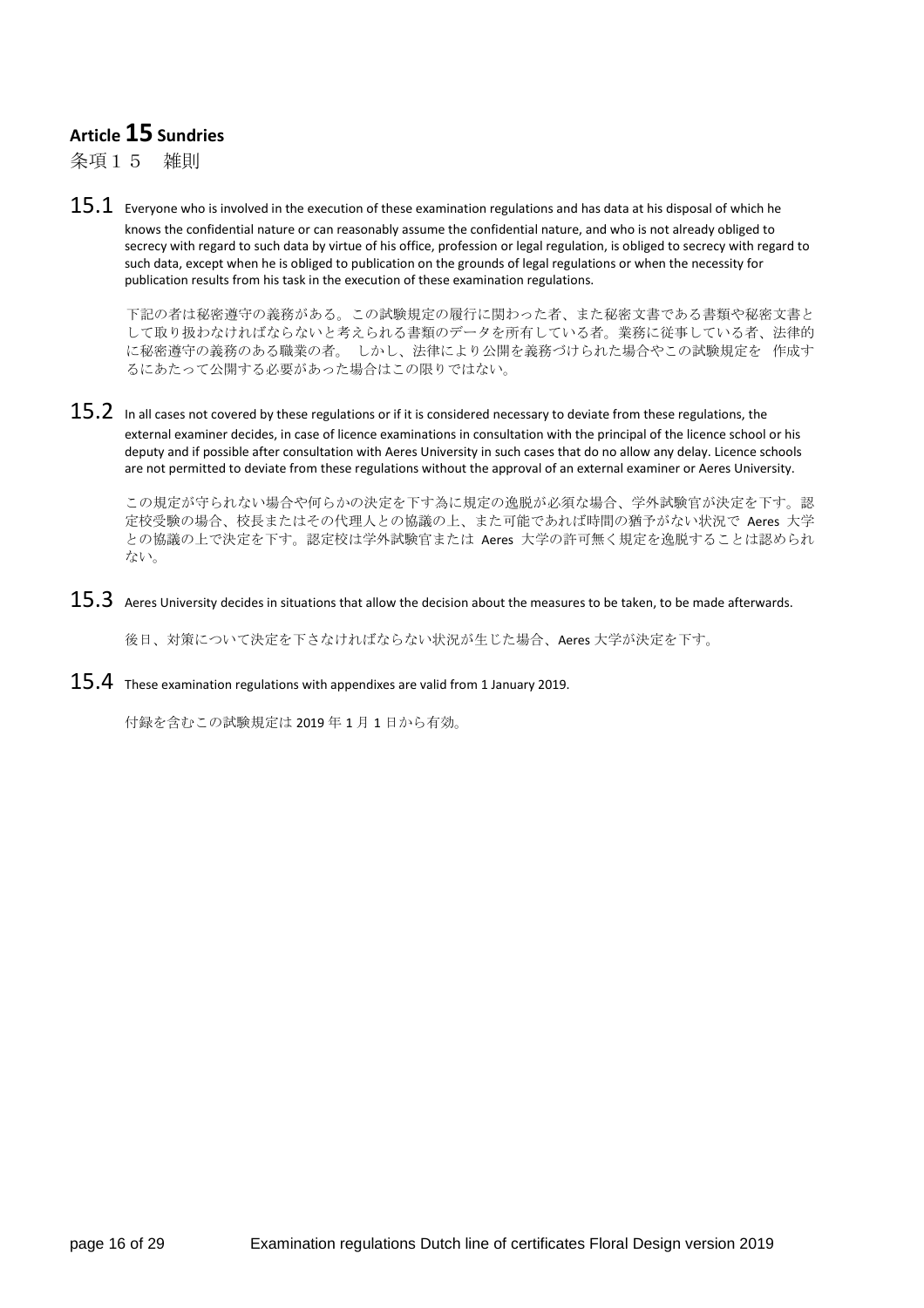## Article 15 Sundries

条項１５　雑則

**15.1** Everyone who is involved in the execution of these examination regulations and has data at his disposal of which he knows the confidential nature or can reasonably assume the confidential nature, and who is not already obliged to secrecy with regard to such data by virtue of his office, profession or legal regulation, is obliged to secrecy with regard to such data, except when he is obliged to publication on the grounds of legal regulations or when the necessity for publication results from his task in the execution of these examination regulations.

下記の者は秘密遵守の義務がある。この試験規定の履行に関わった者、また秘密文書である書類や秘密文書として取り扱わなければならないと考えられる書類のデータを所有している者。業務に従事している者、法律的に秘密遵守の義務のある職業の者。 しかし、法律により公開を義務づけられた場合やこの試験規定を　作成するにあたって公開する必要があった場合はこの限りではない。

**15.2** In all cases not covered by these regulations or if it is considered necessary to deviate from these regulations, the external examiner decides, in case of licence examinations in consultation with the principal of the licence school or his deputy and if possible after consultation with Aeres University in such cases that do no allow any delay. Licence schools are not permitted to deviate from these regulations without the approval of an external examiner or Aeres University.

この規定が守られない場合や何らかの決定を下す為に規定の逸脱が必須な場合、学外試験官が決定を下す。認定校受験の場合、校長またはその代理人との協議の上、また可能であれば時間の猶予がない状況で Aeres 大学との協議の上で決定を下す。認定校は学外試験官または Aeres 大学の許可無く規定を逸脱することは認められない。

**15.3** Aeres University decides in situations that allow the decision about the measures to be taken, to be made afterwards.

後日、対策について決定を下さなければならない状況が生じた場合、Aeres 大学が決定を下す。

**15.4** These examination regulations with appendixes are valid from 1 January 2019.

付録を含むこの試験規定は 2019 年 1 月 1 日から有効。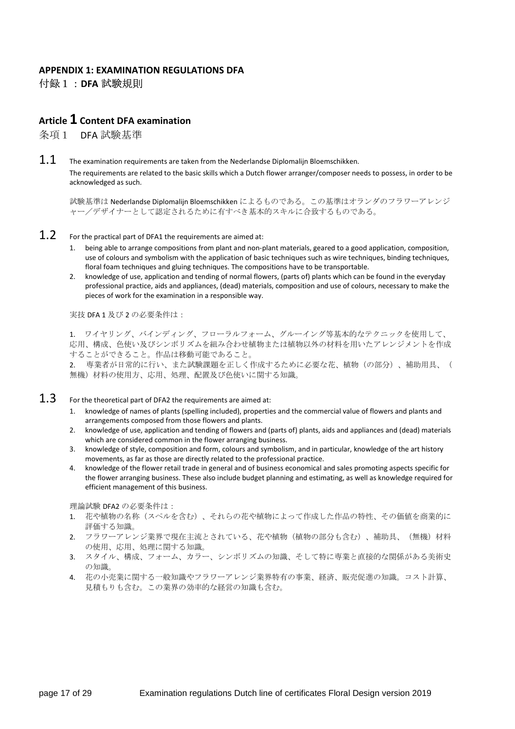## APPENDIX 1: EXAMINATION REGULATIONS DFA

付録１：**DFA** 試験規則

## Article 1 Content DFA examination

条項１　DFA 試験基準

**1.1** The examination requirements are taken from the Nederlandse Diplomalijn Bloemschikken.

The requirements are related to the basic skills which a Dutch flower arranger/composer needs to possess, in order to be acknowledged as such.

試験基準は Nederlandse Diplomalijn Bloemschikken によるものである。この基準はオランダのフラワーアレンジャー／デザイナーとして認定されるために有すべき基本的スキルに合致するものである。

**1.2** For the practical part of DFA1 the requirements are aimed at:

1. being able to arrange compositions from plant and non-plant materials, geared to a good application, composition, use of colours and symbolism with the application of basic techniques such as wire techniques, binding techniques, floral foam techniques and gluing techniques. The compositions have to be transportable.
2. knowledge of use, application and tending of normal flowers, (parts of) plants which can be found in the everyday professional practice, aids and appliances, (dead) materials, composition and use of colours, necessary to make the pieces of work for the examination in a responsible way.

実技 DFA 1 及び 2 の必要条件は：

1.　ワイヤリング、バインディング、フローラルフォーム、グルーイング等基本的なテクニックを使用して、応用、構成、色使い及びシンボリズムを組み合わせ植物または植物以外の材料を用いたアレンジメントを作成することができること。作品は移動可能であること。

2.　専業者が日常的に行い、また試験課題を正しく作成するために必要な花、植物（の部分）、補助用具、（無機）材料の使用方、応用、処理、配置及び色使いに関する知識。

**1.3** For the theoretical part of DFA2 the requirements are aimed at:

1. knowledge of names of plants (spelling included), properties and the commercial value of flowers and plants and arrangements composed from those flowers and plants.
2. knowledge of use, application and tending of flowers and (parts of) plants, aids and appliances and (dead) materials which are considered common in the flower arranging business.
3. knowledge of style, composition and form, colours and symbolism, and in particular, knowledge of the art history movements, as far as those are directly related to the professional practice.
4. knowledge of the flower retail trade in general and of business economical and sales promoting aspects specific for the flower arranging business. These also include budget planning and estimating, as well as knowledge required for efficient management of this business.

理論試験 DFA2 の必要条件は：

1. 花や植物の名称（スペルを含む）、それらの花や植物によって作成した作品の特性、その価値を商業的に評価する知識。
2. フラワーアレンジ業界で現在主流とされている、花や植物（植物の部分も含む）、補助具、（無機）材料の使用、応用、処理に関する知識。
3. スタイル、構成、フォーム、カラー、シンボリズムの知識、そして特に専業と直接的な関係がある美術史の知識。
4. 花の小売業に関する一般知識やフラワーアレンジ業界特有の事業、経済、販売促進の知識。コスト計算、見積もりも含む。この業界の効率的な経営の知識も含む。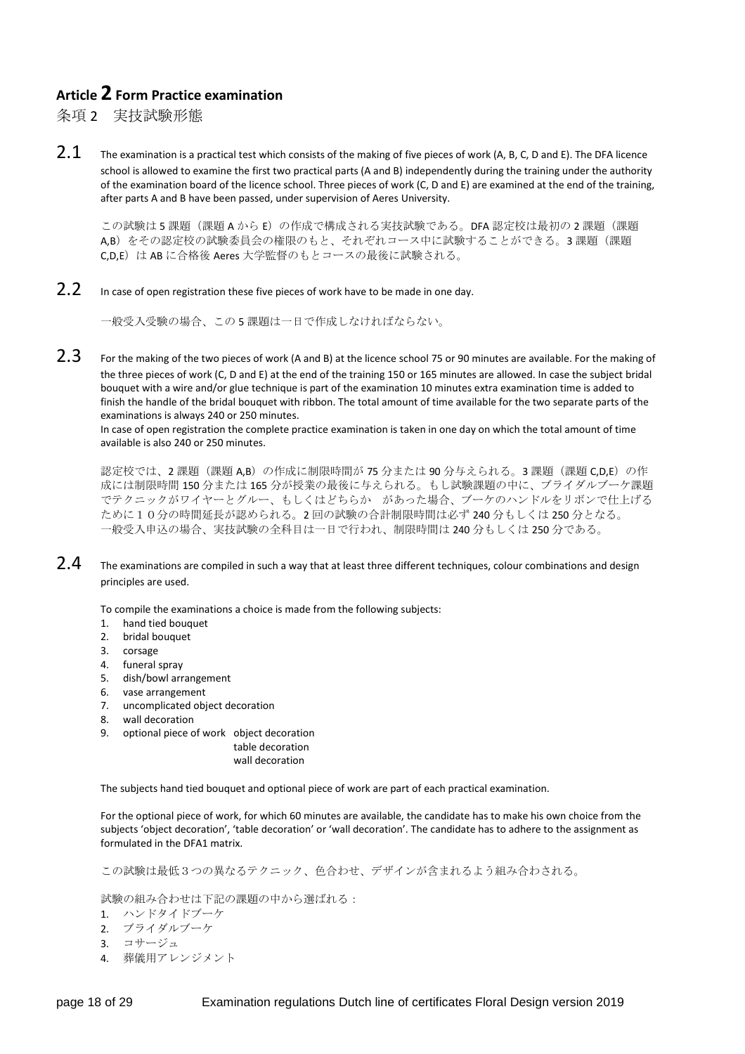## Article 2 Form Practice examination

条項 2　実技試験形態

**2.1** The examination is a practical test which consists of the making of five pieces of work (A, B, C, D and E). The DFA licence school is allowed to examine the first two practical parts (A and B) independently during the training under the authority of the examination board of the licence school. Three pieces of work (C, D and E) are examined at the end of the training, after parts A and B have been passed, under supervision of Aeres University.

この試験は 5 課題（課題 A から E）の作成で構成される実技試験である。DFA 認定校は最初の 2 課題（課題 A,B）をその認定校の試験委員会の権限のもと、それぞれコース中に試験することができる。3 課題（課題 C,D,E）は AB に合格後 Aeres 大学監督のもとコースの最後に試験される。

**2.2** In case of open registration these five pieces of work have to be made in one day.

一般受入受験の場合、この 5 課題は一日で作成しなければならない。

**2.3** For the making of the two pieces of work (A and B) at the licence school 75 or 90 minutes are available. For the making of the three pieces of work (C, D and E) at the end of the training 150 or 165 minutes are allowed. In case the subject bridal bouquet with a wire and/or glue technique is part of the examination 10 minutes extra examination time is added to finish the handle of the bridal bouquet with ribbon. The total amount of time available for the two separate parts of the examinations is always 240 or 250 minutes.
In case of open registration the complete practice examination is taken in one day on which the total amount of time available is also 240 or 250 minutes.

認定校では、2 課題（課題 A,B）の作成に制限時間が 75 分または 90 分与えられる。3 課題（課題 C,D,E）の作成には制限時間 150 分または 165 分が授業の最後に与えられる。もし試験課題の中に、ブライダルブーケ課題でテクニックがワイヤーとグルー、もしくはどちらか　があった場合、ブーケのハンドルをリボンで仕上げるために１０分の時間延長が認められる。2 回の試験の合計制限時間は必ず 240 分もしくは 250 分となる。
一般受入申込の場合、実技試験の全科目は一日で行われ、制限時間は 240 分もしくは 250 分である。

**2.4** The examinations are compiled in such a way that at least three different techniques, colour combinations and design principles are used.

To compile the examinations a choice is made from the following subjects:

1. hand tied bouquet
2. bridal bouquet
3. corsage
4. funeral spray
5. dish/bowl arrangement
6. vase arrangement
7. uncomplicated object decoration
8. wall decoration
9. optional piece of work　object decoration
   table decoration
   wall decoration

The subjects hand tied bouquet and optional piece of work are part of each practical examination.

For the optional piece of work, for which 60 minutes are available, the candidate has to make his own choice from the subjects 'object decoration', 'table decoration' or 'wall decoration'. The candidate has to adhere to the assignment as formulated in the DFA1 matrix.

この試験は最低３つの異なるテクニック、色合わせ、デザインが含まれるよう組み合わされる。

試験の組み合わせは下記の課題の中から選ばれる：

1. ハンドタイドブーケ
2. ブライダルブーケ
3. コサージュ
4. 葬儀用アレンジメント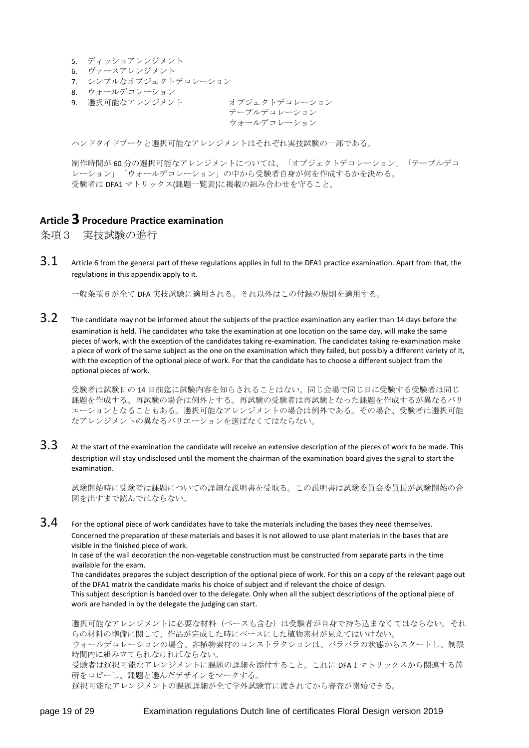5. ディッシュアレンジメント
6. ヴァースアレンジメント
7. シンプルなオブジェクトデコレーション
8. ウォールデコレーション
9. 選択可能なアレンジメント　　　　　オブジェクトデコレーション
　　　　　　　　　　　　　　　　　　テーブルデコレーション
　　　　　　　　　　　　　　　　　　ウォールデコレーション

ハンドタイドブーケと選択可能なアレンジメントはそれぞれ実技試験の一部である。

制作時間が 60 分の選択可能なアレンジメントについては、「オブジェクトデコレーション」「テーブルデコレーション」「ウォールデコレーション」の中から受験者自身が何を作成するかを決める。
受験者は DFA1 マトリックス(課題一覧表)に掲載の組み合わせを守ること。

## Article 3 Procedure Practice examination

条項３　実技試験の進行

**3.1** Article 6 from the general part of these regulations applies in full to the DFA1 practice examination. Apart from that, the regulations in this appendix apply to it.

一般条項６が全て DFA 実技試験に適用される。それ以外はこの付録の規則を適用する。

**3.2** The candidate may not be informed about the subjects of the practice examination any earlier than 14 days before the examination is held. The candidates who take the examination at one location on the same day, will make the same pieces of work, with the exception of the candidates taking re-examination. The candidates taking re-examination make a piece of work of the same subject as the one on the examination which they failed, but possibly a different variety of it, with the exception of the optional piece of work. For that the candidate has to choose a different subject from the optional pieces of work.

受験者は試験日の 14 日前迄に試験内容を知らされることはない。同じ会場で同じ日に受験する受験者は同じ課題を作成する。再試験の場合は例外とする。再試験の受験者は再試験となった課題を作成するが異なるバリエーションとなることもある。選択可能なアレンジメントの場合は例外である。その場合、受験者は選択可能なアレンジメントの異なるバリエーションを選ばなくてはならない。

**3.3** At the start of the examination the candidate will receive an extensive description of the pieces of work to be made. This description will stay undisclosed until the moment the chairman of the examination board gives the signal to start the examination.

試験開始時に受験者は課題についての詳細な説明書を受取る。この説明書は試験委員会委員長が試験開始の合図を出すまで読んではならない。

**3.4** For the optional piece of work candidates have to take the materials including the bases they need themselves. Concerned the preparation of these materials and bases it is not allowed to use plant materials in the bases that are visible in the finished piece of work.
In case of the wall decoration the non-vegetable construction must be constructed from separate parts in the time available for the exam.
The candidates prepares the subject description of the optional piece of work. For this on a copy of the relevant page out of the DFA1 matrix the candidate marks his choice of subject and if relevant the choice of design.
This subject description is handed over to the delegate. Only when all the subject descriptions of the optional piece of work are handed in by the delegate the judging can start.

選択可能なアレンジメントに必要な材料（ベースも含む）は受験者が自身で持ち込まなくてはならない。それらの材料の準備に関して、作品が完成した時にベースにした植物素材が見えてはいけない。
ウォールデコレーションの場合、非植物素材のコンストラクションは、バラバラの状態からスタートし、制限時間内に組み立てられなければならない。
受験者は選択可能なアレンジメントに課題の詳細を添付すること。これに DFA 1 マトリックスから関連する箇所をコピーし、課題と選んだデザインをマークする。
選択可能なアレンジメントの課題詳細が全て学外試験官に渡されてから審査が開始できる。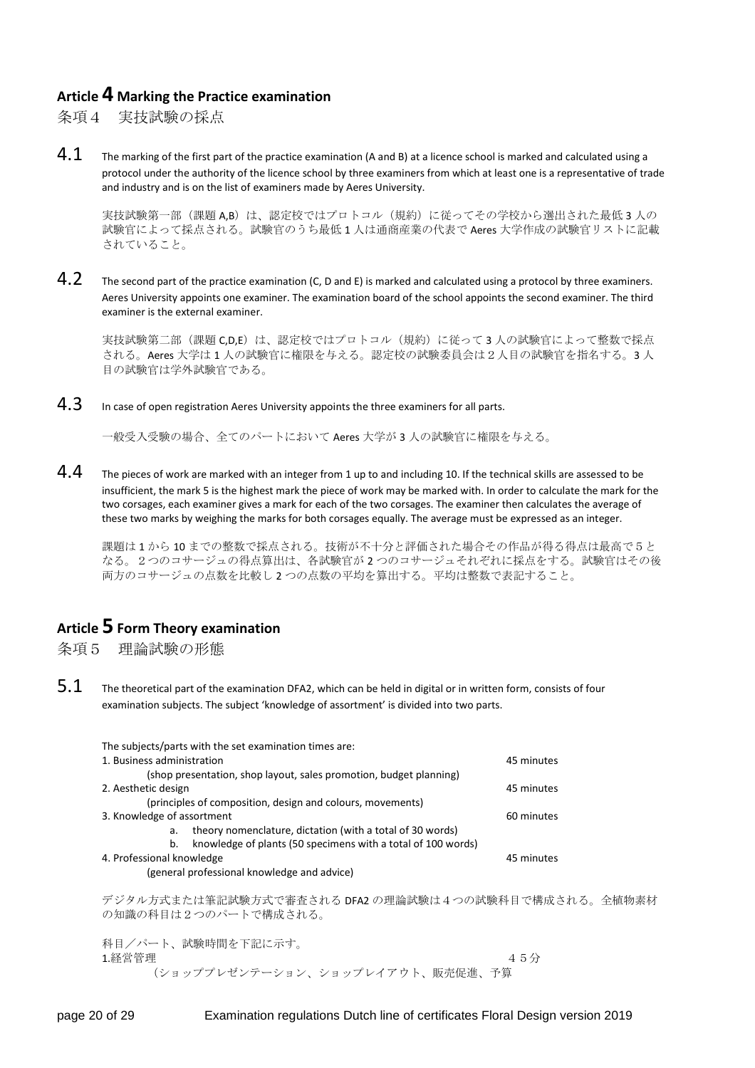## Article 4 Marking the Practice examination

条項４　実技試験の採点

**4.1** The marking of the first part of the practice examination (A and B) at a licence school is marked and calculated using a protocol under the authority of the licence school by three examiners from which at least one is a representative of trade and industry and is on the list of examiners made by Aeres University.

実技試験第一部（課題 A,B）は、認定校ではプロトコル（規約）に従ってその学校から選出された最低 3 人の試験官によって採点される。試験官のうち最低 1 人は通商産業の代表で Aeres 大学作成の試験官リストに記載されていること。

**4.2** The second part of the practice examination (C, D and E) is marked and calculated using a protocol by three examiners. Aeres University appoints one examiner. The examination board of the school appoints the second examiner. The third examiner is the external examiner.

実技試験第二部（課題 C,D,E）は、認定校ではプロトコル（規約）に従って 3 人の試験官によって整数で採点される。Aeres 大学は 1 人の試験官に権限を与える。認定校の試験委員会は２人目の試験官を指名する。3 人目の試験官は学外試験官である。

**4.3** In case of open registration Aeres University appoints the three examiners for all parts.

一般受入受験の場合、全てのパートにおいて Aeres 大学が 3 人の試験官に権限を与える。

**4.4** The pieces of work are marked with an integer from 1 up to and including 10. If the technical skills are assessed to be insufficient, the mark 5 is the highest mark the piece of work may be marked with. In order to calculate the mark for the two corsages, each examiner gives a mark for each of the two corsages. The examiner then calculates the average of these two marks by weighing the marks for both corsages equally. The average must be expressed as an integer.

課題は 1 から 10 までの整数で採点される。技術が不十分と評価された場合その作品が得る得点は最高で５となる。２つのコサージュの得点算出は、各試験官が 2 つのコサージュそれぞれに採点をする。試験官はその後両方のコサージュの点数を比較し 2 つの点数の平均を算出する。平均は整数で表記すること。

## Article 5 Form Theory examination

条項５　理論試験の形態

**5.1** The theoretical part of the examination DFA2, which can be held in digital or in written form, consists of four examination subjects. The subject 'knowledge of assortment' is divided into two parts.

The subjects/parts with the set examination times are:

| | |
|---|---|
| 1. Business administration<br>(shop presentation, shop layout, sales promotion, budget planning) | 45 minutes |
| 2. Aesthetic design<br>(principles of composition, design and colours, movements) | 45 minutes |
| 3. Knowledge of assortment<br>a. theory nomenclature, dictation (with a total of 30 words)<br>b. knowledge of plants (50 specimens with a total of 100 words) | 60 minutes |
| 4. Professional knowledge<br>(general professional knowledge and advice) | 45 minutes |

デジタル方式または筆記試験方式で審査される DFA2 の理論試験は４つの試験科目で構成される。全植物素材の知識の科目は２つのパートで構成される。

科目／パート、試験時間を下記に示す。

1.経営管理　　４５分
（ショッププレゼンテーション、ショップレイアウト、販売促進、予算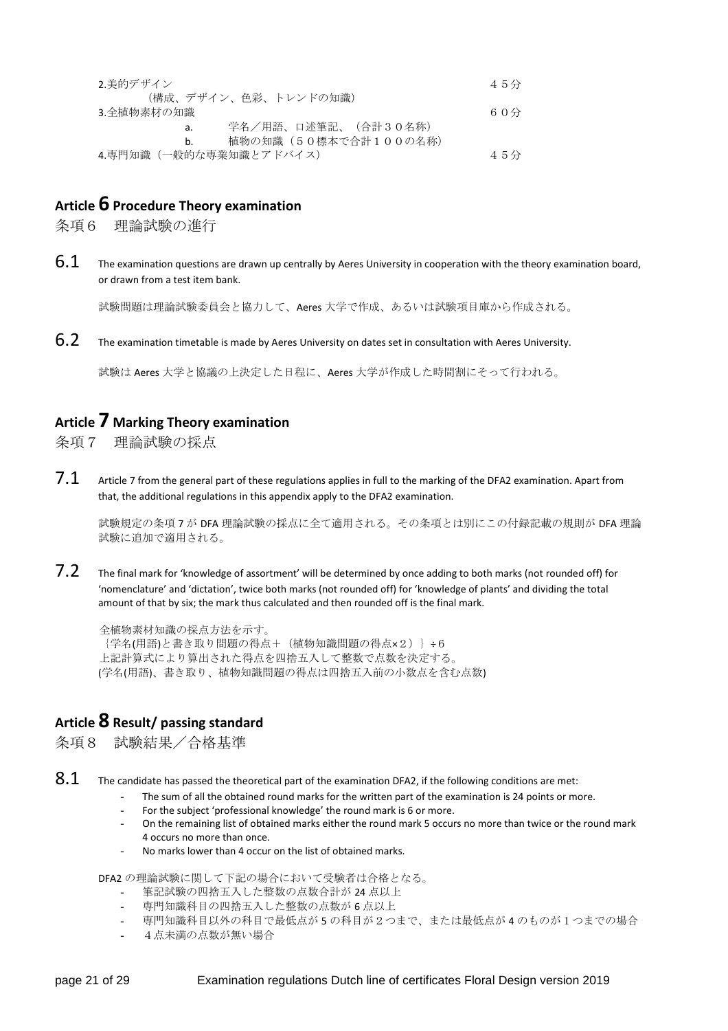2.美的デザイン　　　　　　　　　　　　　　　　　　　　　　　　　　　　　　　４５分
　（構成、デザイン、色彩、トレンドの知識）

3.全植物素材の知識　　　　　　　　　　　　　　　　　　　　　　　　　　　　　６０分

a. 学名／用語、口述筆記、（合計３０名称）
b. 植物の知識（５０標本で合計１００の名称）

4.専門知識（一般的な専業知識とアドバイス）　　　　　　　　　　　　　　　　　４５分

## Article 6 Procedure Theory examination

条項６　理論試験の進行

**6.1** The examination questions are drawn up centrally by Aeres University in cooperation with the theory examination board, or drawn from a test item bank.

試験問題は理論試験委員会と協力して、Aeres 大学で作成、あるいは試験項目庫から作成される。

**6.2** The examination timetable is made by Aeres University on dates set in consultation with Aeres University.

試験は Aeres 大学と協議の上決定した日程に、Aeres 大学が作成した時間割にそって行われる。

## Article 7 Marking Theory examination

条項７　理論試験の採点

**7.1** Article 7 from the general part of these regulations applies in full to the marking of the DFA2 examination. Apart from that, the additional regulations in this appendix apply to the DFA2 examination.

試験規定の条項 7 が DFA 理論試験の採点に全て適用される。その条項とは別にこの付録記載の規則が DFA 理論試験に追加で適用される。

**7.2** The final mark for 'knowledge of assortment' will be determined by once adding to both marks (not rounded off) for 'nomenclature' and 'dictation', twice both marks (not rounded off) for 'knowledge of plants' and dividing the total amount of that by six; the mark thus calculated and then rounded off is the final mark.

全植物素材知識の採点方法を示す。
｛学名(用語)と書き取り問題の得点＋（植物知識問題の得点×２）｝÷６
上記計算式により算出された得点を四捨五入して整数で点数を決定する。
(学名(用語)、書き取り、植物知識問題の得点は四捨五入前の小数点を含む点数)

## Article 8 Result/ passing standard

条項８　試験結果／合格基準

**8.1** The candidate has passed the theoretical part of the examination DFA2, if the following conditions are met:

- The sum of all the obtained round marks for the written part of the examination is 24 points or more.
- For the subject 'professional knowledge' the round mark is 6 or more.
- On the remaining list of obtained marks either the round mark 5 occurs no more than twice or the round mark 4 occurs no more than once.
- No marks lower than 4 occur on the list of obtained marks.

DFA2 の理論試験に関して下記の場合において受験者は合格となる。

- 筆記試験の四捨五入した整数の点数合計が 24 点以上
- 専門知識科目の四捨五入した整数の点数が 6 点以上
- 専門知識科目以外の科目で最低点が 5 の科目が２つまで、または最低点が 4 のものが１つまでの場合
- ４点未満の点数が無い場合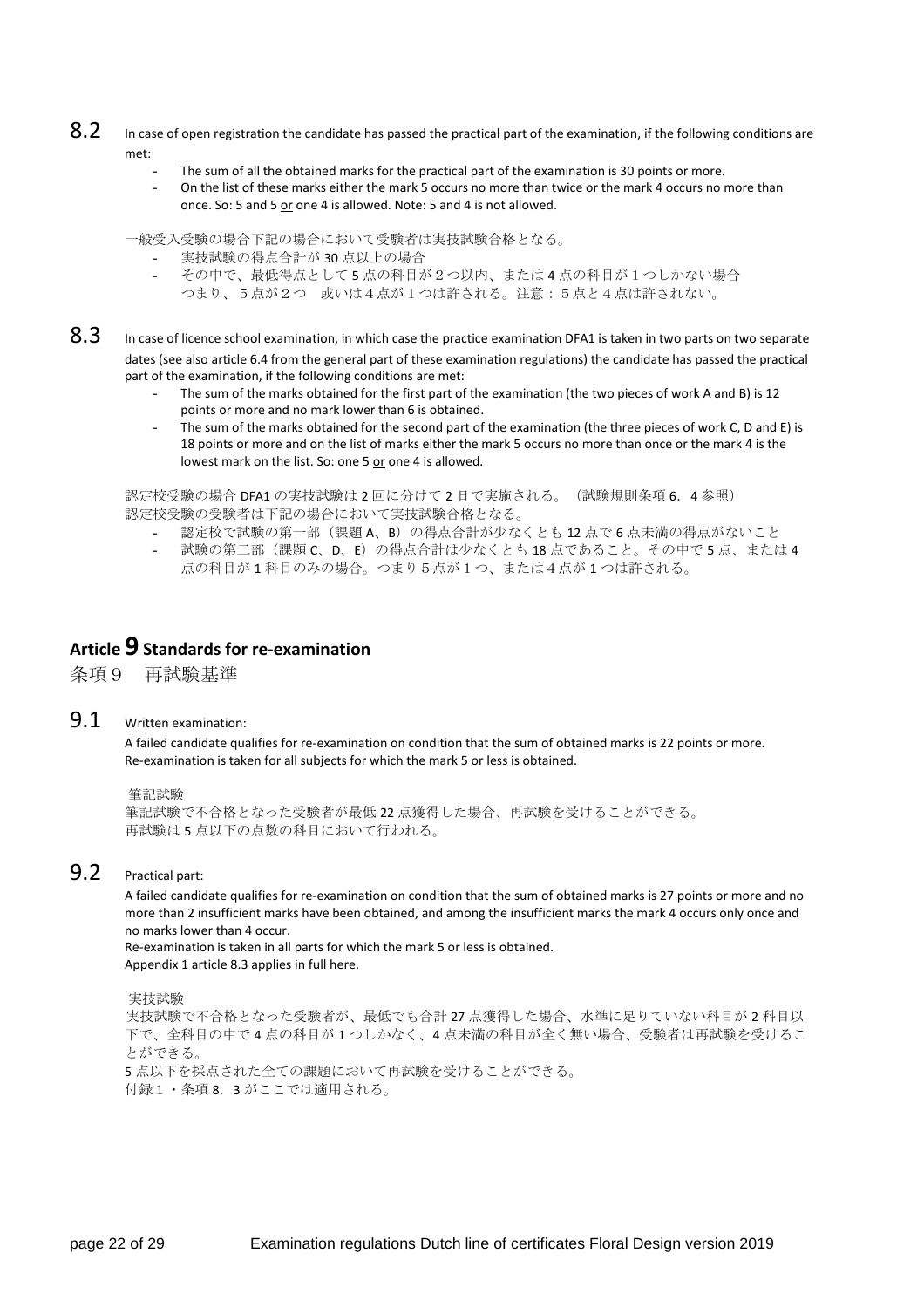**8.2** In case of open registration the candidate has passed the practical part of the examination, if the following conditions are met:

- The sum of all the obtained marks for the practical part of the examination is 30 points or more.
- On the list of these marks either the mark 5 occurs no more than twice or the mark 4 occurs no more than once. So: 5 and 5 <u>or</u> one 4 is allowed. Note: 5 and 4 is not allowed.

一般受入受験の場合下記の場合において受験者は実技試験合格となる。

- 実技試験の得点合計が 30 点以上の場合
- その中で、最低得点として 5 点の科目が２つ以内、または 4 点の科目が１つしかない場合
  つまり、５点が２つ　或いは４点が１つは許される。注意：５点と４点は許されない。

**8.3** In case of licence school examination, in which case the practice examination DFA1 is taken in two parts on two separate dates (see also article 6.4 from the general part of these examination regulations) the candidate has passed the practical part of the examination, if the following conditions are met:

- The sum of the marks obtained for the first part of the examination (the two pieces of work A and B) is 12 points or more and no mark lower than 6 is obtained.
- The sum of the marks obtained for the second part of the examination (the three pieces of work C, D and E) is 18 points or more and on the list of marks either the mark 5 occurs no more than once or the mark 4 is the lowest mark on the list. So: one 5 <u>or</u> one 4 is allowed.

認定校受験の場合 DFA1 の実技試験は 2 回に分けて 2 日で実施される。（試験規則条項 6．4 参照）
認定校受験の受験者は下記の場合において実技試験合格となる。

- 認定校で試験の第一部（課題 A、B）の得点合計が少なくとも 12 点で 6 点未満の得点がないこと
- 試験の第二部（課題 C、D、E）の得点合計は少なくとも 18 点であること。その中で 5 点、または 4 点の科目が 1 科目のみの場合。つまり５点が１つ、または４点が 1 つは許される。

## Article 9 Standards for re-examination

## 条項９　再試験基準

**9.1** Written examination:

A failed candidate qualifies for re-examination on condition that the sum of obtained marks is 22 points or more. Re-examination is taken for all subjects for which the mark 5 or less is obtained.

筆記試験
筆記試験で不合格となった受験者が最低 22 点獲得した場合、再試験を受けることができる。
再試験は 5 点以下の点数の科目において行われる。

**9.2** Practical part:

A failed candidate qualifies for re-examination on condition that the sum of obtained marks is 27 points or more and no more than 2 insufficient marks have been obtained, and among the insufficient marks the mark 4 occurs only once and no marks lower than 4 occur.
Re-examination is taken in all parts for which the mark 5 or less is obtained.
Appendix 1 article 8.3 applies in full here.

実技試験
実技試験で不合格となった受験者が、最低でも合計 27 点獲得した場合、水準に足りていない科目が 2 科目以下で、全科目の中で 4 点の科目が 1 つしかなく、4 点未満の科目が全く無い場合、受験者は再試験を受けることができる。
5 点以下を採点された全ての課題において再試験を受けることができる。
付録１・条項 8．3 がここでは適用される。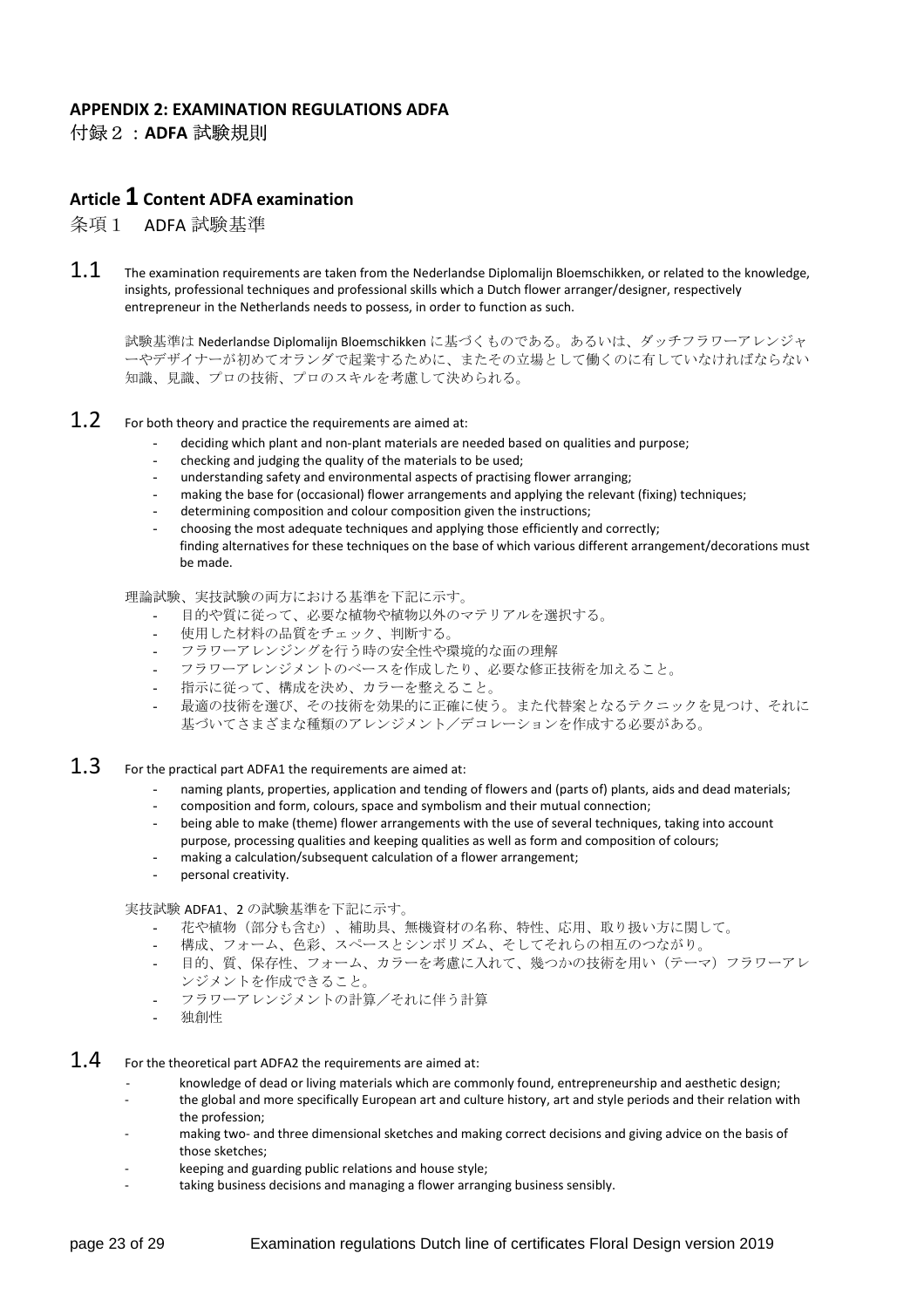## APPENDIX 2: EXAMINATION REGULATIONS ADFA

付録２：**ADFA** 試験規則

### Article 1 Content ADFA examination

条項１　ADFA 試験基準

**1.1** The examination requirements are taken from the Nederlandse Diplomalijn Bloemschikken, or related to the knowledge, insights, professional techniques and professional skills which a Dutch flower arranger/designer, respectively entrepreneur in the Netherlands needs to possess, in order to function as such.

試験基準は Nederlandse Diplomalijn Bloemschikken に基づくものである。あるいは、ダッチフラワーアレンジャーやデザイナーが初めてオランダで起業するために、またその立場として働くのに有していなければならない知識、見識、プロの技術、プロのスキルを考慮して決められる。

**1.2** For both theory and practice the requirements are aimed at:

- deciding which plant and non-plant materials are needed based on qualities and purpose;
- checking and judging the quality of the materials to be used;
- understanding safety and environmental aspects of practising flower arranging;
- making the base for (occasional) flower arrangements and applying the relevant (fixing) techniques;
- determining composition and colour composition given the instructions;
- choosing the most adequate techniques and applying those efficiently and correctly;
  finding alternatives for these techniques on the base of which various different arrangement/decorations must be made.

理論試験、実技試験の両方における基準を下記に示す。

- 目的や質に従って、必要な植物や植物以外のマテリアルを選択する。
- 使用した材料の品質をチェック、判断する。
- フラワーアレンジングを行う時の安全性や環境的な面の理解
- フラワーアレンジメントのベースを作成したり、必要な修正技術を加えること。
- 指示に従って、構成を決め、カラーを整えること。
- 最適の技術を選び、その技術を効果的に正確に使う。また代替案となるテクニックを見つけ、それに基づいてさまざまな種類のアレンジメント／デコレーションを作成する必要がある。

**1.3** For the practical part ADFA1 the requirements are aimed at:

- naming plants, properties, application and tending of flowers and (parts of) plants, aids and dead materials;
- composition and form, colours, space and symbolism and their mutual connection;
- being able to make (theme) flower arrangements with the use of several techniques, taking into account purpose, processing qualities and keeping qualities as well as form and composition of colours;
- making a calculation/subsequent calculation of a flower arrangement;
- personal creativity.

実技試験 ADFA1、2 の試験基準を下記に示す。

- 花や植物（部分も含む）、補助具、無機資材の名称、特性、応用、取り扱い方に関して。
- 構成、フォーム、色彩、スペースとシンボリズム、そしてそれらの相互のつながり。
- 目的、質、保存性、フォーム、カラーを考慮に入れて、幾つかの技術を用い（テーマ）フラワーアレンジメントを作成できること。
- フラワーアレンジメントの計算／それに伴う計算
- 独創性

**1.4** For the theoretical part ADFA2 the requirements are aimed at:

- knowledge of dead or living materials which are commonly found, entrepreneurship and aesthetic design;
- the global and more specifically European art and culture history, art and style periods and their relation with the profession;
- making two- and three dimensional sketches and making correct decisions and giving advice on the basis of those sketches;
- keeping and guarding public relations and house style;
- taking business decisions and managing a flower arranging business sensibly.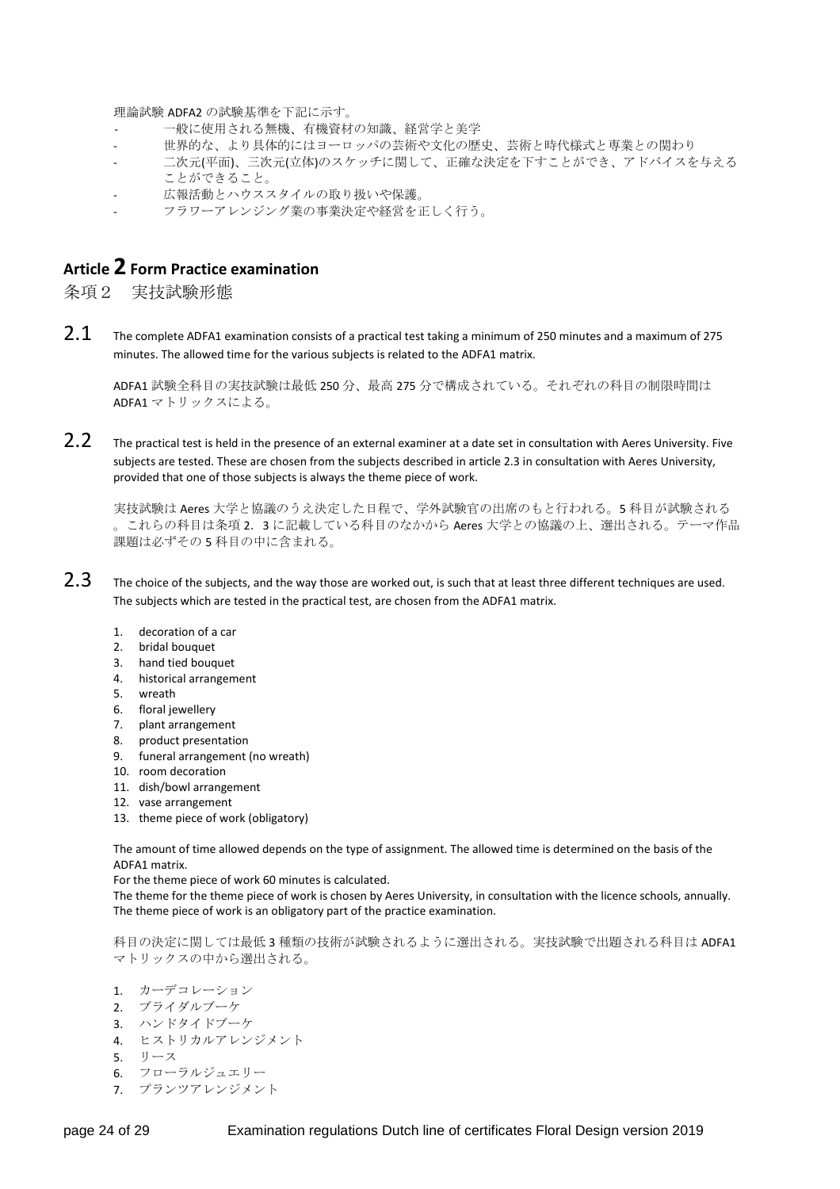理論試験 ADFA2 の試験基準を下記に示す。

- 一般に使用される無機、有機資材の知識、経営学と美学
- 世界的な、より具体的にはヨーロッパの芸術や文化の歴史、芸術と時代様式と専業との関わり
- 二次元(平面)、三次元(立体)のスケッチに関して、正確な決定を下すことができ、アドバイスを与えることができること。
- 広報活動とハウススタイルの取り扱いや保護。
- フラワーアレンジング業の事業決定や経営を正しく行う。

## Article 2 Form Practice examination

条項２　実技試験形態

**2.1** The complete ADFA1 examination consists of a practical test taking a minimum of 250 minutes and a maximum of 275 minutes. The allowed time for the various subjects is related to the ADFA1 matrix.

ADFA1 試験全科目の実技試験は最低 250 分、最高 275 分で構成されている。それぞれの科目の制限時間は ADFA1 マトリックスによる。

**2.2** The practical test is held in the presence of an external examiner at a date set in consultation with Aeres University. Five subjects are tested. These are chosen from the subjects described in article 2.3 in consultation with Aeres University, provided that one of those subjects is always the theme piece of work.

実技試験は Aeres 大学と協議のうえ決定した日程で、学外試験官の出席のもと行われる。5 科目が試験される。これらの科目は条項 2．3 に記載している科目のなかから Aeres 大学との協議の上、選出される。テーマ作品課題は必ずその 5 科目の中に含まれる。

**2.3** The choice of the subjects, and the way those are worked out, is such that at least three different techniques are used. The subjects which are tested in the practical test, are chosen from the ADFA1 matrix.

1. decoration of a car
2. bridal bouquet
3. hand tied bouquet
4. historical arrangement
5. wreath
6. floral jewellery
7. plant arrangement
8. product presentation
9. funeral arrangement (no wreath)
10. room decoration
11. dish/bowl arrangement
12. vase arrangement
13. theme piece of work (obligatory)

The amount of time allowed depends on the type of assignment. The allowed time is determined on the basis of the ADFA1 matrix.
For the theme piece of work 60 minutes is calculated.
The theme for the theme piece of work is chosen by Aeres University, in consultation with the licence schools, annually.
The theme piece of work is an obligatory part of the practice examination.

科目の決定に関しては最低 3 種類の技術が試験されるように選出される。実技試験で出題される科目は ADFA1 マトリックスの中から選出される。

1. カーデコレーション
2. ブライダルブーケ
3. ハンドタイドブーケ
4. ヒストリカルアレンジメント
5. リース
6. フローラルジュエリー
7. プランツアレンジメント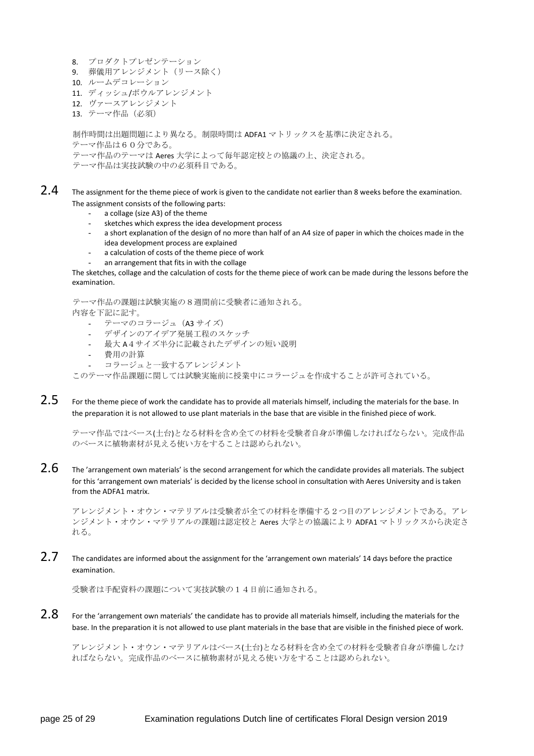8. プロダクトプレゼンテーション
9. 葬儀用アレンジメント（リース除く）
10. ルームデコレーション
11. ディッシュ/ボウルアレンジメント
12. ヴァースアレンジメント
13. テーマ作品（必須）

制作時間は出題問題により異なる。制限時間は ADFA1 マトリックスを基準に決定される。
テーマ作品は６０分である。
テーマ作品のテーマは Aeres 大学によって毎年認定校との協議の上、決定される。
テーマ作品は実技試験の中の必須科目である。

**2.4** The assignment for the theme piece of work is given to the candidate not earlier than 8 weeks before the examination. The assignment consists of the following parts:

- a collage (size A3) of the theme
- sketches which express the idea development process
- a short explanation of the design of no more than half of an A4 size of paper in which the choices made in the idea development process are explained
- a calculation of costs of the theme piece of work
- an arrangement that fits in with the collage

The sketches, collage and the calculation of costs for the theme piece of work can be made during the lessons before the examination.

テーマ作品の課題は試験実施の８週間前に受験者に通知される。
内容を下記に記す。

- テーマのコラージュ（A3 サイズ）
- デザインのアイデア発展工程のスケッチ
- 最大 A４サイズ半分に記載されたデザインの短い説明
- 費用の計算
- コラージュと一致するアレンジメント

このテーマ作品課題に関しては試験実施前に授業中にコラージュを作成することが許可されている。

**2.5** For the theme piece of work the candidate has to provide all materials himself, including the materials for the base. In the preparation it is not allowed to use plant materials in the base that are visible in the finished piece of work.

テーマ作品ではベース(土台)となる材料を含め全ての材料を受験者自身が準備しなければならない。完成作品のベースに植物素材が見える使い方をすることは認められない。

**2.6** The 'arrangement own materials' is the second arrangement for which the candidate provides all materials. The subject for this 'arrangement own materials' is decided by the license school in consultation with Aeres University and is taken from the ADFA1 matrix.

アレンジメント・オウン・マテリアルは受験者が全ての材料を準備する２つ目のアレンジメントである。アレンジメント・オウン・マテリアルの課題は認定校と Aeres 大学との協議により ADFA1 マトリックスから決定される。

**2.7** The candidates are informed about the assignment for the 'arrangement own materials' 14 days before the practice examination.

受験者は手配資料の課題について実技試験の１４日前に通知される。

**2.8** For the 'arrangement own materials' the candidate has to provide all materials himself, including the materials for the base. In the preparation it is not allowed to use plant materials in the base that are visible in the finished piece of work.

アレンジメント・オウン・マテリアルはベース(土台)となる材料を含め全ての材料を受験者自身が準備しなければならない。完成作品のベースに植物素材が見える使い方をすることは認められない。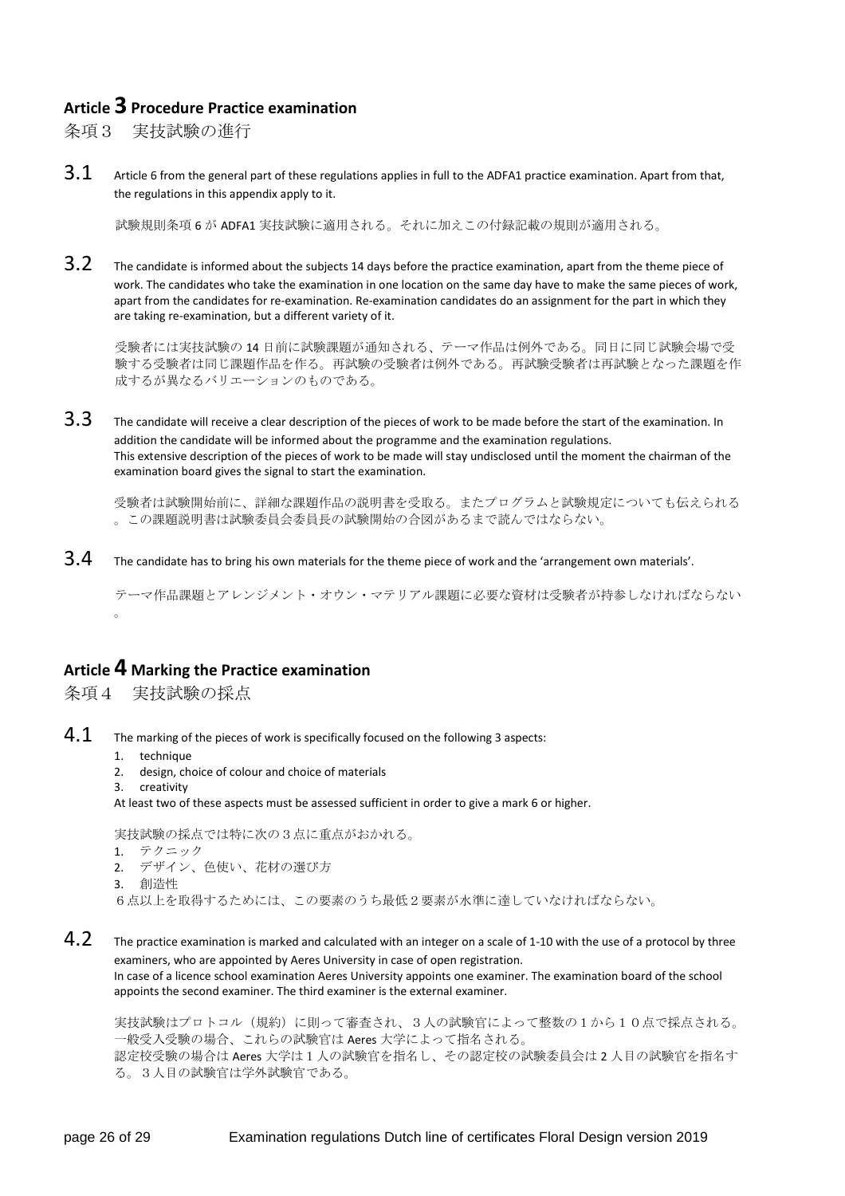## Article 3 Procedure Practice examination

条項３　実技試験の進行

**3.1** Article 6 from the general part of these regulations applies in full to the ADFA1 practice examination. Apart from that, the regulations in this appendix apply to it.

試験規則条項 6 が ADFA1 実技試験に適用される。それに加えこの付録記載の規則が適用される。

**3.2** The candidate is informed about the subjects 14 days before the practice examination, apart from the theme piece of work. The candidates who take the examination in one location on the same day have to make the same pieces of work, apart from the candidates for re-examination. Re-examination candidates do an assignment for the part in which they are taking re-examination, but a different variety of it.

受験者には実技試験の 14 日前に試験課題が通知される、テーマ作品は例外である。同日に同じ試験会場で受験する受験者は同じ課題作品を作る。再試験の受験者は例外である。再試験受験者は再試験となった課題を作成するが異なるバリエーションのものである。

**3.3** The candidate will receive a clear description of the pieces of work to be made before the start of the examination. In addition the candidate will be informed about the programme and the examination regulations.
This extensive description of the pieces of work to be made will stay undisclosed until the moment the chairman of the examination board gives the signal to start the examination.

受験者は試験開始前に、詳細な課題作品の説明書を受取る。またプログラムと試験規定についても伝えられる。この課題説明書は試験委員会委員長の試験開始の合図があるまで読んではならない。

**3.4** The candidate has to bring his own materials for the theme piece of work and the 'arrangement own materials'.

テーマ作品課題とアレンジメント・オウン・マテリアル課題に必要な資材は受験者が持参しなければならない。

## Article 4 Marking the Practice examination

条項４　実技試験の採点

**4.1** The marking of the pieces of work is specifically focused on the following 3 aspects:

1. technique
2. design, choice of colour and choice of materials
3. creativity

At least two of these aspects must be assessed sufficient in order to give a mark 6 or higher.

実技試験の採点では特に次の３点に重点がおかれる。

1. テクニック
2. デザイン、色使い、花材の選び方
3. 創造性

６点以上を取得するためには、この要素のうち最低２要素が水準に達していなければならない。

**4.2** The practice examination is marked and calculated with an integer on a scale of 1-10 with the use of a protocol by three examiners, who are appointed by Aeres University in case of open registration.
In case of a licence school examination Aeres University appoints one examiner. The examination board of the school appoints the second examiner. The third examiner is the external examiner.

実技試験はプロトコル（規約）に則って審査され、３人の試験官によって整数の１から１０点で採点される。一般受入受験の場合、これらの試験官は Aeres 大学によって指名される。
認定校受験の場合は Aeres 大学は１人の試験官を指名し、その認定校の試験委員会は 2 人目の試験官を指名する。３人目の試験官は学外試験官である。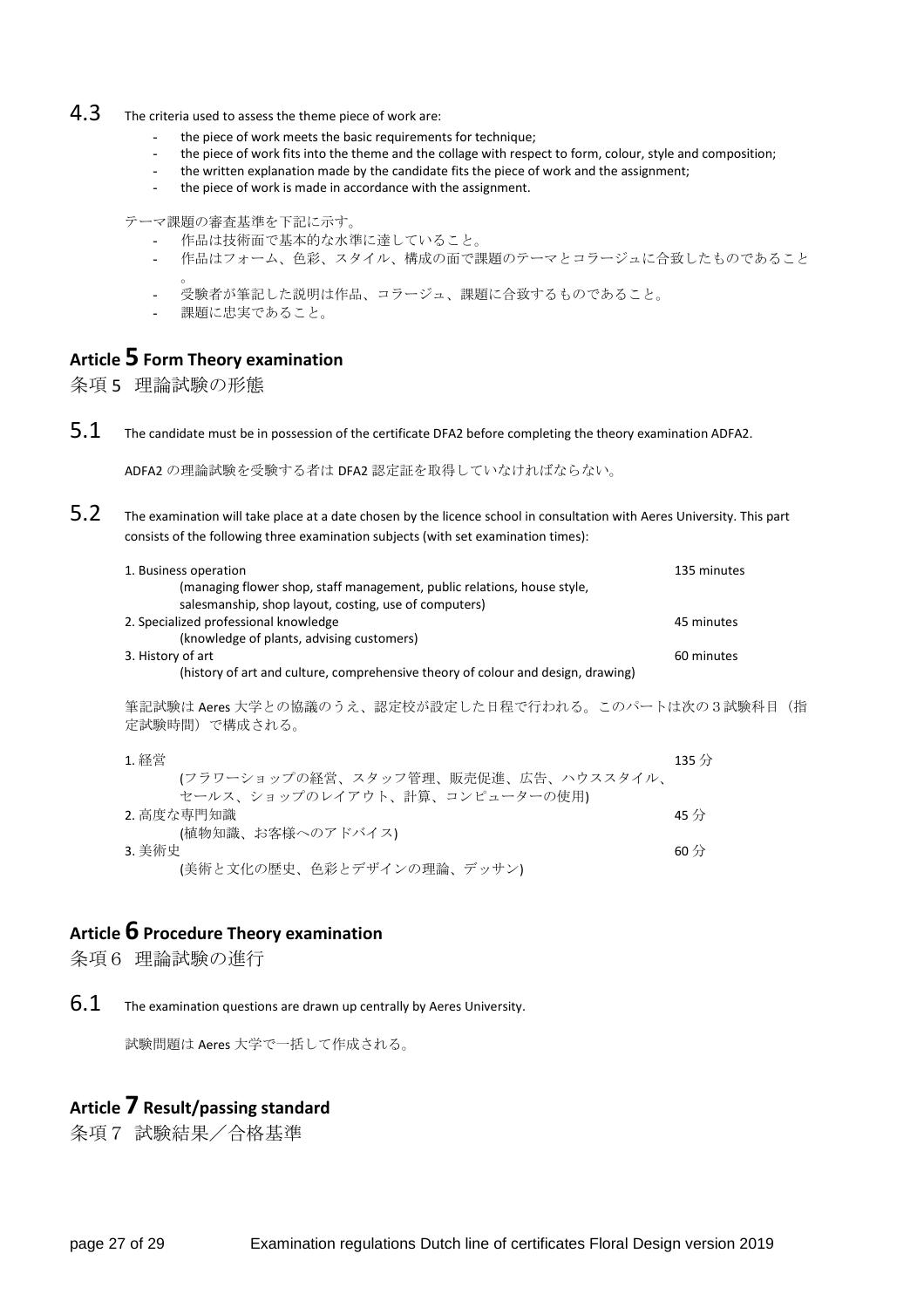4.3 The criteria used to assess the theme piece of work are:

- the piece of work meets the basic requirements for technique;
- the piece of work fits into the theme and the collage with respect to form, colour, style and composition;
- the written explanation made by the candidate fits the piece of work and the assignment;
- the piece of work is made in accordance with the assignment.

テーマ課題の審査基準を下記に示す。

- 作品は技術面で基本的な水準に達していること。
- 作品はフォーム、色彩、スタイル、構成の面で課題のテーマとコラージュに合致したものであること。
- 受験者が筆記した説明は作品、コラージュ、課題に合致するものであること。
- 課題に忠実であること。

## Article 5 Form Theory examination

## 条項 5　理論試験の形態

5.1 The candidate must be in possession of the certificate DFA2 before completing the theory examination ADFA2.

ADFA2 の理論試験を受験する者は DFA2 認定証を取得していなければならない。

5.2 The examination will take place at a date chosen by the licence school in consultation with Aeres University. This part consists of the following three examination subjects (with set examination times):

| | |
|---|---|
| 1. Business operation (managing flower shop, staff management, public relations, house style, salesmanship, shop layout, costing, use of computers) | 135 minutes |
| 2. Specialized professional knowledge (knowledge of plants, advising customers) | 45 minutes |
| 3. History of art (history of art and culture, comprehensive theory of colour and design, drawing) | 60 minutes |

筆記試験は Aeres 大学との協議のうえ、認定校が設定した日程で行われる。このパートは次の３試験科目（指定試験時間）で構成される。

| | |
|---|---|
| 1. 経営 (フラワーショップの経営、スタッフ管理、販売促進、広告、ハウススタイル、セールス、ショップのレイアウト、計算、コンピューターの使用) | 135 分 |
| 2. 高度な専門知識 (植物知識、お客様へのアドバイス) | 45 分 |
| 3. 美術史 (美術と文化の歴史、色彩とデザインの理論、デッサン) | 60 分 |

## Article 6 Procedure Theory examination

## 条項６　理論試験の進行

6.1 The examination questions are drawn up centrally by Aeres University.

試験問題は Aeres 大学で一括して作成される。

## Article 7 Result/passing standard

## 条項７　試験結果／合格基準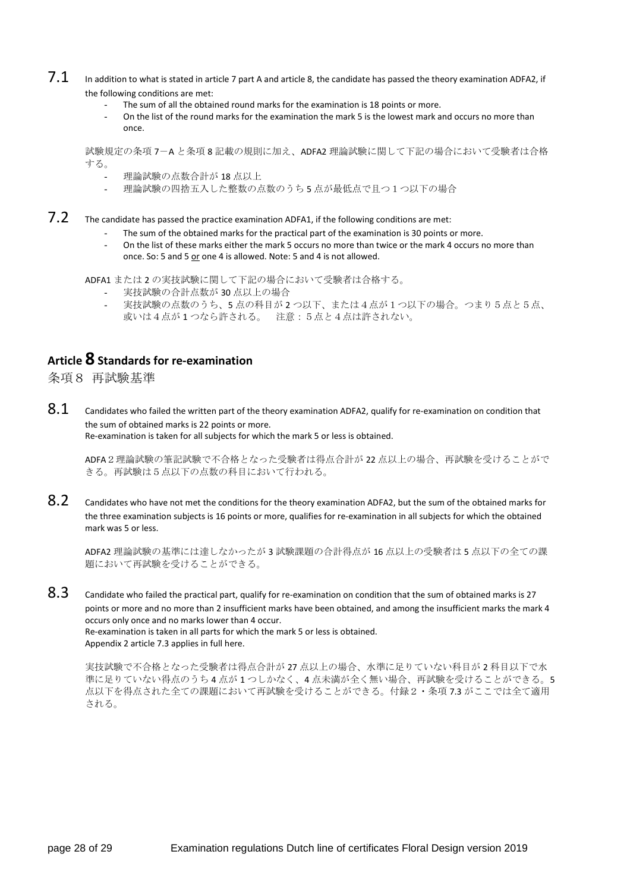**7.1** In addition to what is stated in article 7 part A and article 8, the candidate has passed the theory examination ADFA2, if the following conditions are met:

- The sum of all the obtained round marks for the examination is 18 points or more.
- On the list of the round marks for the examination the mark 5 is the lowest mark and occurs no more than once.

試験規定の条項７－A と条項 8 記載の規則に加え、ADFA2 理論試験に関して下記の場合において受験者は合格する。

- 理論試験の点数合計が 18 点以上
- 理論試験の四捨五入した整数の点数のうち 5 点が最低点で且つ１つ以下の場合

**7.2** The candidate has passed the practice examination ADFA1, if the following conditions are met:

- The sum of the obtained marks for the practical part of the examination is 30 points or more.
- On the list of these marks either the mark 5 occurs no more than twice or the mark 4 occurs no more than once. So: 5 and 5 or one 4 is allowed. Note: 5 and 4 is not allowed.

ADFA1 または 2 の実技試験に関して下記の場合において受験者は合格する。

- 実技試験の合計点数が 30 点以上の場合
- 実技試験の点数のうち、5 点の科目が 2 つ以下、または４点が１つ以下の場合。つまり５点と５点、或いは４点が 1 つなら許される。　注意：５点と４点は許されない。

## Article 8 Standards for re-examination

条項８　再試験基準

**8.1** Candidates who failed the written part of the theory examination ADFA2, qualify for re-examination on condition that the sum of obtained marks is 22 points or more.
Re-examination is taken for all subjects for which the mark 5 or less is obtained.

ADFA２理論試験の筆記試験で不合格となった受験者は得点合計が 22 点以上の場合、再試験を受けることができる。再試験は５点以下の点数の科目において行われる。

**8.2** Candidates who have not met the conditions for the theory examination ADFA2, but the sum of the obtained marks for the three examination subjects is 16 points or more, qualifies for re-examination in all subjects for which the obtained mark was 5 or less.

ADFA2 理論試験の基準には達しなかったが 3 試験課題の合計得点が 16 点以上の受験者は 5 点以下の全ての課題において再試験を受けることができる。

**8.3** Candidate who failed the practical part, qualify for re-examination on condition that the sum of obtained marks is 27 points or more and no more than 2 insufficient marks have been obtained, and among the insufficient marks the mark 4 occurs only once and no marks lower than 4 occur.
Re-examination is taken in all parts for which the mark 5 or less is obtained.
Appendix 2 article 7.3 applies in full here.

実技試験で不合格となった受験者は得点合計が 27 点以上の場合、水準に足りていない科目が 2 科目以下で水準に足りていない得点のうち 4 点が 1 つしかなく、4 点未満が全く無い場合、再試験を受けることができる。5 点以下を得点された全ての課題において再試験を受けることができる。付録２・条項 7.3 がここでは全て適用される。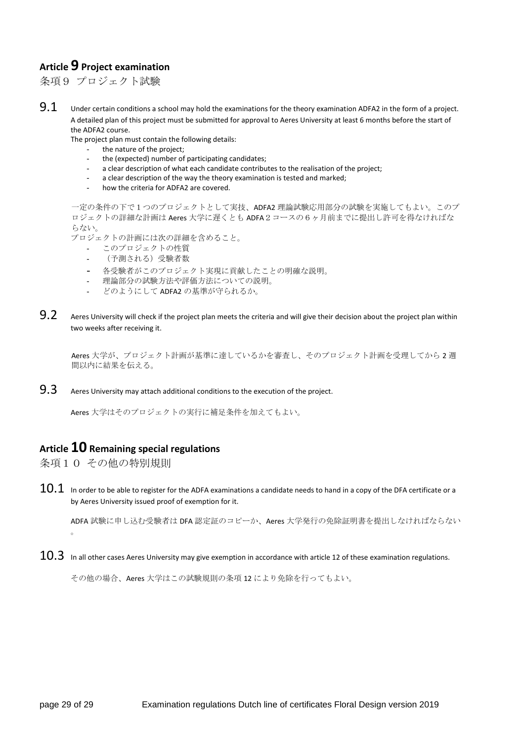## Article 9 Project examination

条項９ プロジェクト試験

9.1 Under certain conditions a school may hold the examinations for the theory examination ADFA2 in the form of a project. A detailed plan of this project must be submitted for approval to Aeres University at least 6 months before the start of the ADFA2 course.

The project plan must contain the following details:

- the nature of the project;
- the (expected) number of participating candidates;
- a clear description of what each candidate contributes to the realisation of the project;
- a clear description of the way the theory examination is tested and marked;
- how the criteria for ADFA2 are covered.

一定の条件の下で１つのプロジェクトとして実技、ADFA2 理論試験応用部分の試験を実施してもよい。このプロジェクトの詳細な計画は Aeres 大学に遅くとも ADFA２コースの６ヶ月前までに提出し許可を得なければならない。

プロジェクトの計画には次の詳細を含めること。

- このプロジェクトの性質
- （予測される）受験者数
- 各受験者がこのプロジェクト実現に貢献したことの明確な説明。
- 理論部分の試験方法や評価方法についての説明。
- どのようにして ADFA2 の基準が守られるか。

9.2 Aeres University will check if the project plan meets the criteria and will give their decision about the project plan within two weeks after receiving it.

Aeres 大学が、プロジェクト計画が基準に達しているかを審査し、そのプロジェクト計画を受理してから 2 週間以内に結果を伝える。

9.3 Aeres University may attach additional conditions to the execution of the project.

Aeres 大学はそのプロジェクトの実行に補足条件を加えてもよい。

## Article 10 Remaining special regulations

条項１０ その他の特別規則

10.1 In order to be able to register for the ADFA examinations a candidate needs to hand in a copy of the DFA certificate or a by Aeres University issued proof of exemption for it.

ADFA 試験に申し込む受験者は DFA 認定証のコピーか、Aeres 大学発行の免除証明書を提出しなければならない。

10.3 In all other cases Aeres University may give exemption in accordance with article 12 of these examination regulations.

その他の場合、Aeres 大学はこの試験規則の条項 12 により免除を行ってもよい。